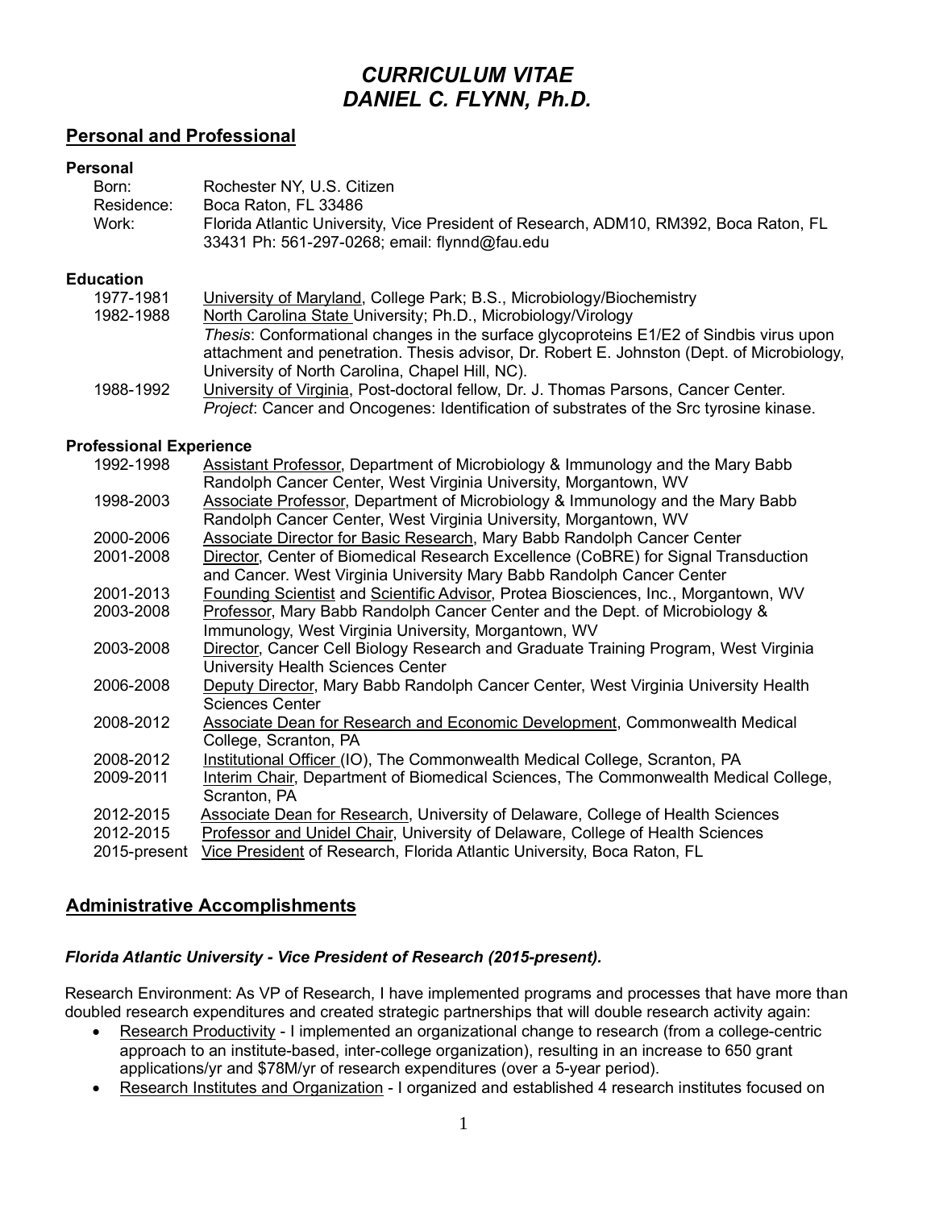# *CURRICULUM VITAE*
# *DANIEL C. FLYNN, Ph.D.*

## Personal and Professional

### Personal

| | |
|---|---|
| Born: | Rochester NY, U.S. Citizen |
| Residence: | Boca Raton, FL 33486 |
| Work: | Florida Atlantic University, Vice President of Research, ADM10, RM392, Boca Raton, FL 33431 Ph: 561-297-0268; email: flynnd@fau.edu |

### Education

| | |
|---|---|
| 1977-1981 | University of Maryland, College Park; B.S., Microbiology/Biochemistry |
| 1982-1988 | North Carolina State University; Ph.D., Microbiology/Virology<br>*Thesis*: Conformational changes in the surface glycoproteins E1/E2 of Sindbis virus upon attachment and penetration. Thesis advisor, Dr. Robert E. Johnston (Dept. of Microbiology, University of North Carolina, Chapel Hill, NC). |
| 1988-1992 | University of Virginia, Post-doctoral fellow, Dr. J. Thomas Parsons, Cancer Center.<br>*Project*: Cancer and Oncogenes: Identification of substrates of the Src tyrosine kinase. |

### Professional Experience

| | |
|---|---|
| 1992-1998 | Assistant Professor, Department of Microbiology & Immunology and the Mary Babb Randolph Cancer Center, West Virginia University, Morgantown, WV |
| 1998-2003 | Associate Professor, Department of Microbiology & Immunology and the Mary Babb Randolph Cancer Center, West Virginia University, Morgantown, WV |
| 2000-2006 | Associate Director for Basic Research, Mary Babb Randolph Cancer Center |
| 2001-2008 | Director, Center of Biomedical Research Excellence (CoBRE) for Signal Transduction and Cancer. West Virginia University Mary Babb Randolph Cancer Center |
| 2001-2013 | Founding Scientist and Scientific Advisor, Protea Biosciences, Inc., Morgantown, WV |
| 2003-2008 | Professor, Mary Babb Randolph Cancer Center and the Dept. of Microbiology & Immunology, West Virginia University, Morgantown, WV |
| 2003-2008 | Director, Cancer Cell Biology Research and Graduate Training Program, West Virginia University Health Sciences Center |
| 2006-2008 | Deputy Director, Mary Babb Randolph Cancer Center, West Virginia University Health Sciences Center |
| 2008-2012 | Associate Dean for Research and Economic Development, Commonwealth Medical College, Scranton, PA |
| 2008-2012 | Institutional Officer (IO), The Commonwealth Medical College, Scranton, PA |
| 2009-2011 | Interim Chair, Department of Biomedical Sciences, The Commonwealth Medical College, Scranton, PA |
| 2012-2015 | Associate Dean for Research, University of Delaware, College of Health Sciences |
| 2012-2015 | Professor and Unidel Chair, University of Delaware, College of Health Sciences |
| 2015-present | Vice President of Research, Florida Atlantic University, Boca Raton, FL |

## Administrative Accomplishments

### *Florida Atlantic University - Vice President of Research (2015-present).*

Research Environment: As VP of Research, I have implemented programs and processes that have more than doubled research expenditures and created strategic partnerships that will double research activity again:

- Research Productivity - I implemented an organizational change to research (from a college-centric approach to an institute-based, inter-college organization), resulting in an increase to 650 grant applications/yr and $78M/yr of research expenditures (over a 5-year period).
- Research Institutes and Organization - I organized and established 4 research institutes focused on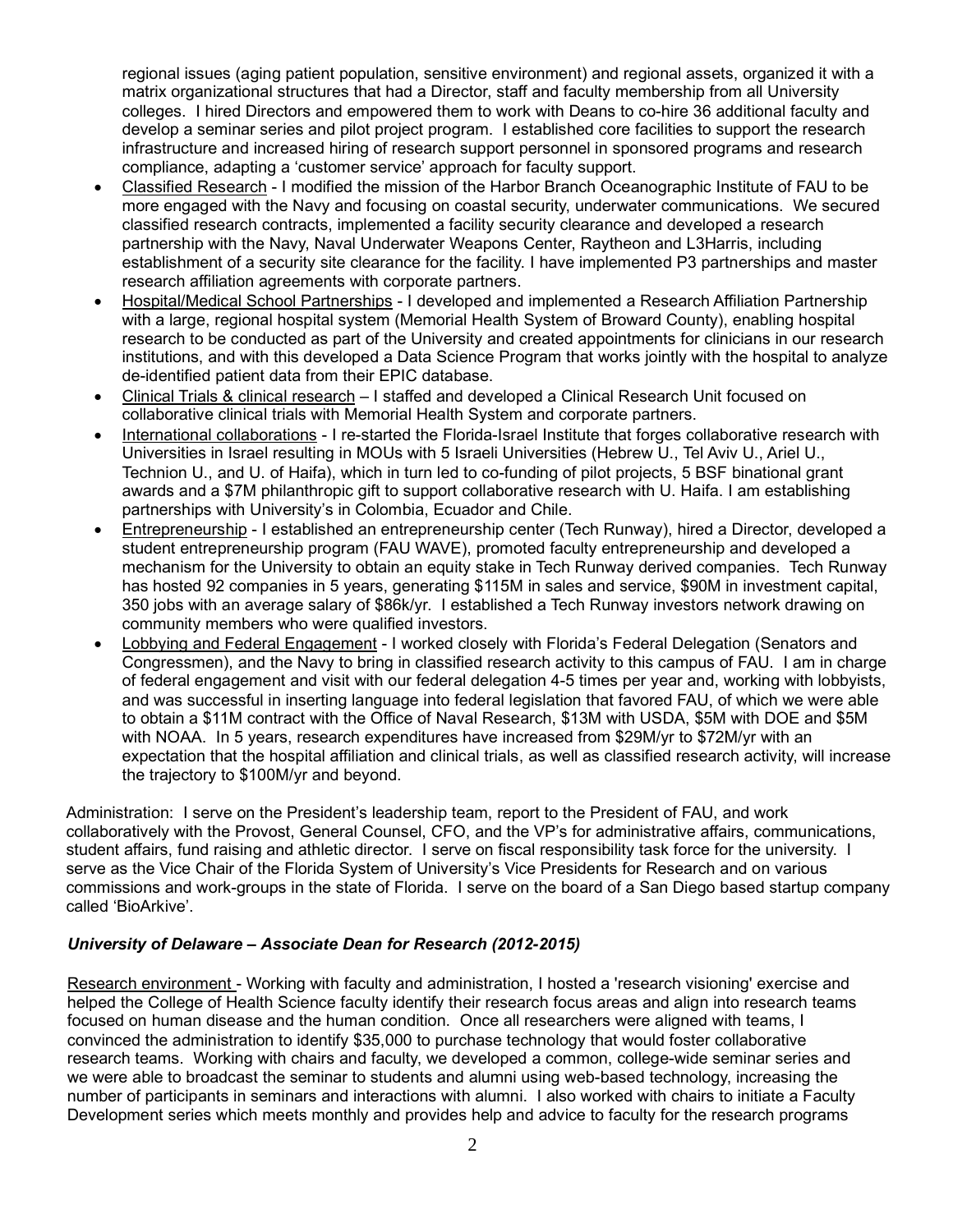regional issues (aging patient population, sensitive environment) and regional assets, organized it with a matrix organizational structures that had a Director, staff and faculty membership from all University colleges. I hired Directors and empowered them to work with Deans to co-hire 36 additional faculty and develop a seminar series and pilot project program. I established core facilities to support the research infrastructure and increased hiring of research support personnel in sponsored programs and research compliance, adapting a 'customer service' approach for faculty support.

- Classified Research - I modified the mission of the Harbor Branch Oceanographic Institute of FAU to be more engaged with the Navy and focusing on coastal security, underwater communications. We secured classified research contracts, implemented a facility security clearance and developed a research partnership with the Navy, Naval Underwater Weapons Center, Raytheon and L3Harris, including establishment of a security site clearance for the facility. I have implemented P3 partnerships and master research affiliation agreements with corporate partners.
- Hospital/Medical School Partnerships - I developed and implemented a Research Affiliation Partnership with a large, regional hospital system (Memorial Health System of Broward County), enabling hospital research to be conducted as part of the University and created appointments for clinicians in our research institutions, and with this developed a Data Science Program that works jointly with the hospital to analyze de-identified patient data from their EPIC database.
- Clinical Trials & clinical research – I staffed and developed a Clinical Research Unit focused on collaborative clinical trials with Memorial Health System and corporate partners.
- International collaborations - I re-started the Florida-Israel Institute that forges collaborative research with Universities in Israel resulting in MOUs with 5 Israeli Universities (Hebrew U., Tel Aviv U., Ariel U., Technion U., and U. of Haifa), which in turn led to co-funding of pilot projects, 5 BSF binational grant awards and a $7M philanthropic gift to support collaborative research with U. Haifa. I am establishing partnerships with University's in Colombia, Ecuador and Chile.
- Entrepreneurship - I established an entrepreneurship center (Tech Runway), hired a Director, developed a student entrepreneurship program (FAU WAVE), promoted faculty entrepreneurship and developed a mechanism for the University to obtain an equity stake in Tech Runway derived companies. Tech Runway has hosted 92 companies in 5 years, generating $115M in sales and service, $90M in investment capital, 350 jobs with an average salary of $86k/yr. I established a Tech Runway investors network drawing on community members who were qualified investors.
- Lobbying and Federal Engagement - I worked closely with Florida's Federal Delegation (Senators and Congressmen), and the Navy to bring in classified research activity to this campus of FAU. I am in charge of federal engagement and visit with our federal delegation 4-5 times per year and, working with lobbyists, and was successful in inserting language into federal legislation that favored FAU, of which we were able to obtain a $11M contract with the Office of Naval Research, $13M with USDA, $5M with DOE and $5M with NOAA. In 5 years, research expenditures have increased from $29M/yr to $72M/yr with an expectation that the hospital affiliation and clinical trials, as well as classified research activity, will increase the trajectory to $100M/yr and beyond.

Administration: I serve on the President's leadership team, report to the President of FAU, and work collaboratively with the Provost, General Counsel, CFO, and the VP's for administrative affairs, communications, student affairs, fund raising and athletic director. I serve on fiscal responsibility task force for the university. I serve as the Vice Chair of the Florida System of University's Vice Presidents for Research and on various commissions and work-groups in the state of Florida. I serve on the board of a San Diego based startup company called 'BioArkive'.

### *University of Delaware – Associate Dean for Research (2012-2015)*

Research environment - Working with faculty and administration, I hosted a 'research visioning' exercise and helped the College of Health Science faculty identify their research focus areas and align into research teams focused on human disease and the human condition. Once all researchers were aligned with teams, I convinced the administration to identify $35,000 to purchase technology that would foster collaborative research teams. Working with chairs and faculty, we developed a common, college-wide seminar series and we were able to broadcast the seminar to students and alumni using web-based technology, increasing the number of participants in seminars and interactions with alumni. I also worked with chairs to initiate a Faculty Development series which meets monthly and provides help and advice to faculty for the research programs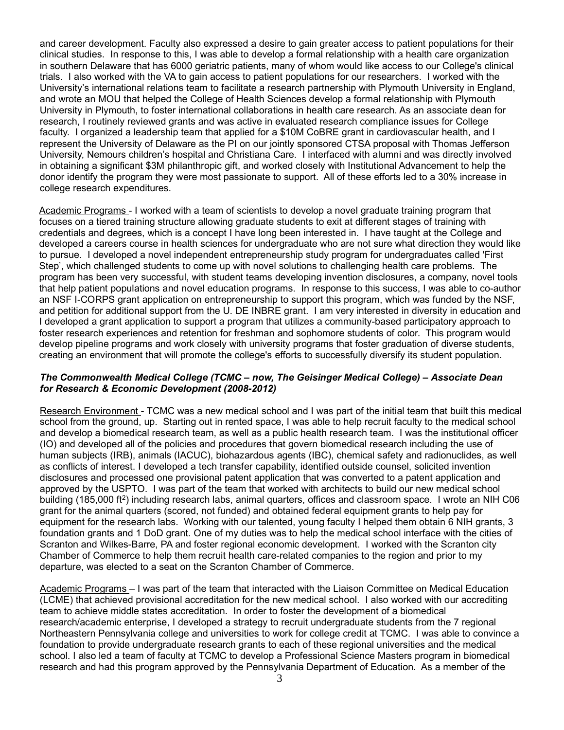and career development. Faculty also expressed a desire to gain greater access to patient populations for their clinical studies. In response to this, I was able to develop a formal relationship with a health care organization in southern Delaware that has 6000 geriatric patients, many of whom would like access to our College's clinical trials. I also worked with the VA to gain access to patient populations for our researchers. I worked with the University's international relations team to facilitate a research partnership with Plymouth University in England, and wrote an MOU that helped the College of Health Sciences develop a formal relationship with Plymouth University in Plymouth, to foster international collaborations in health care research. As an associate dean for research, I routinely reviewed grants and was active in evaluated research compliance issues for College faculty. I organized a leadership team that applied for a $10M CoBRE grant in cardiovascular health, and I represent the University of Delaware as the PI on our jointly sponsored CTSA proposal with Thomas Jefferson University, Nemours children's hospital and Christiana Care. I interfaced with alumni and was directly involved in obtaining a significant $3M philanthropic gift, and worked closely with Institutional Advancement to help the donor identify the program they were most passionate to support. All of these efforts led to a 30% increase in college research expenditures.

Academic Programs - I worked with a team of scientists to develop a novel graduate training program that focuses on a tiered training structure allowing graduate students to exit at different stages of training with credentials and degrees, which is a concept I have long been interested in. I have taught at the College and developed a careers course in health sciences for undergraduate who are not sure what direction they would like to pursue. I developed a novel independent entrepreneurship study program for undergraduates called 'First Step', which challenged students to come up with novel solutions to challenging health care problems. The program has been very successful, with student teams developing invention disclosures, a company, novel tools that help patient populations and novel education programs. In response to this success, I was able to co-author an NSF I-CORPS grant application on entrepreneurship to support this program, which was funded by the NSF, and petition for additional support from the U. DE INBRE grant. I am very interested in diversity in education and I developed a grant application to support a program that utilizes a community-based participatory approach to foster research experiences and retention for freshman and sophomore students of color. This program would develop pipeline programs and work closely with university programs that foster graduation of diverse students, creating an environment that will promote the college's efforts to successfully diversify its student population.

***The Commonwealth Medical College (TCMC – now, The Geisinger Medical College) – Associate Dean for Research & Economic Development (2008-2012)***

Research Environment - TCMC was a new medical school and I was part of the initial team that built this medical school from the ground, up. Starting out in rented space, I was able to help recruit faculty to the medical school and develop a biomedical research team, as well as a public health research team. I was the institutional officer (IO) and developed all of the policies and procedures that govern biomedical research including the use of human subjects (IRB), animals (IACUC), biohazardous agents (IBC), chemical safety and radionuclides, as well as conflicts of interest. I developed a tech transfer capability, identified outside counsel, solicited invention disclosures and processed one provisional patent application that was converted to a patent application and approved by the USPTO. I was part of the team that worked with architects to build our new medical school building (185,000 ft$^2$) including research labs, animal quarters, offices and classroom space. I wrote an NIH C06 grant for the animal quarters (scored, not funded) and obtained federal equipment grants to help pay for equipment for the research labs. Working with our talented, young faculty I helped them obtain 6 NIH grants, 3 foundation grants and 1 DoD grant. One of my duties was to help the medical school interface with the cities of Scranton and Wilkes-Barre, PA and foster regional economic development. I worked with the Scranton city Chamber of Commerce to help them recruit health care-related companies to the region and prior to my departure, was elected to a seat on the Scranton Chamber of Commerce.

Academic Programs – I was part of the team that interacted with the Liaison Committee on Medical Education (LCME) that achieved provisional accreditation for the new medical school. I also worked with our accrediting team to achieve middle states accreditation. In order to foster the development of a biomedical research/academic enterprise, I developed a strategy to recruit undergraduate students from the 7 regional Northeastern Pennsylvania college and universities to work for college credit at TCMC. I was able to convince a foundation to provide undergraduate research grants to each of these regional universities and the medical school. I also led a team of faculty at TCMC to develop a Professional Science Masters program in biomedical research and had this program approved by the Pennsylvania Department of Education. As a member of the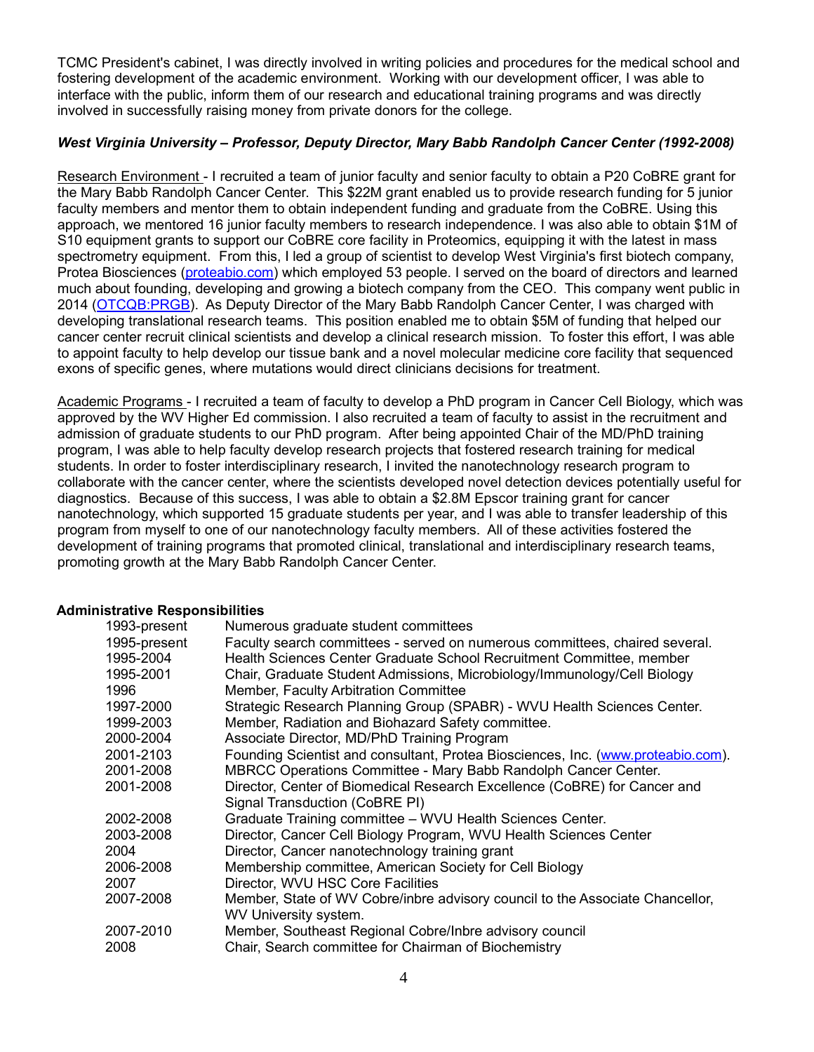TCMC President's cabinet, I was directly involved in writing policies and procedures for the medical school and fostering development of the academic environment. Working with our development officer, I was able to interface with the public, inform them of our research and educational training programs and was directly involved in successfully raising money from private donors for the college.

***West Virginia University – Professor, Deputy Director, Mary Babb Randolph Cancer Center (1992-2008)***

Research Environment - I recruited a team of junior faculty and senior faculty to obtain a P20 CoBRE grant for the Mary Babb Randolph Cancer Center. This $22M grant enabled us to provide research funding for 5 junior faculty members and mentor them to obtain independent funding and graduate from the CoBRE. Using this approach, we mentored 16 junior faculty members to research independence. I was also able to obtain $1M of S10 equipment grants to support our CoBRE core facility in Proteomics, equipping it with the latest in mass spectrometry equipment. From this, I led a group of scientist to develop West Virginia's first biotech company, Protea Biosciences (proteabio.com) which employed 53 people. I served on the board of directors and learned much about founding, developing and growing a biotech company from the CEO. This company went public in 2014 (OTCQB:PRGB). As Deputy Director of the Mary Babb Randolph Cancer Center, I was charged with developing translational research teams. This position enabled me to obtain $5M of funding that helped our cancer center recruit clinical scientists and develop a clinical research mission. To foster this effort, I was able to appoint faculty to help develop our tissue bank and a novel molecular medicine core facility that sequenced exons of specific genes, where mutations would direct clinicians decisions for treatment.

Academic Programs - I recruited a team of faculty to develop a PhD program in Cancer Cell Biology, which was approved by the WV Higher Ed commission. I also recruited a team of faculty to assist in the recruitment and admission of graduate students to our PhD program. After being appointed Chair of the MD/PhD training program, I was able to help faculty develop research projects that fostered research training for medical students. In order to foster interdisciplinary research, I invited the nanotechnology research program to collaborate with the cancer center, where the scientists developed novel detection devices potentially useful for diagnostics. Because of this success, I was able to obtain a $2.8M Epscor training grant for cancer nanotechnology, which supported 15 graduate students per year, and I was able to transfer leadership of this program from myself to one of our nanotechnology faculty members. All of these activities fostered the development of training programs that promoted clinical, translational and interdisciplinary research teams, promoting growth at the Mary Babb Randolph Cancer Center.

**Administrative Responsibilities**

| | |
|---|---|
| 1993-present | Numerous graduate student committees |
| 1995-present | Faculty search committees - served on numerous committees, chaired several. |
| 1995-2004 | Health Sciences Center Graduate School Recruitment Committee, member |
| 1995-2001 | Chair, Graduate Student Admissions, Microbiology/Immunology/Cell Biology |
| 1996 | Member, Faculty Arbitration Committee |
| 1997-2000 | Strategic Research Planning Group (SPABR) - WVU Health Sciences Center. |
| 1999-2003 | Member, Radiation and Biohazard Safety committee. |
| 2000-2004 | Associate Director, MD/PhD Training Program |
| 2001-2103 | Founding Scientist and consultant, Protea Biosciences, Inc. (www.proteabio.com). |
| 2001-2008 | MBRCC Operations Committee - Mary Babb Randolph Cancer Center. |
| 2001-2008 | Director, Center of Biomedical Research Excellence (CoBRE) for Cancer and Signal Transduction (CoBRE PI) |
| 2002-2008 | Graduate Training committee – WVU Health Sciences Center. |
| 2003-2008 | Director, Cancer Cell Biology Program, WVU Health Sciences Center |
| 2004 | Director, Cancer nanotechnology training grant |
| 2006-2008 | Membership committee, American Society for Cell Biology |
| 2007 | Director, WVU HSC Core Facilities |
| 2007-2008 | Member, State of WV Cobre/inbre advisory council to the Associate Chancellor, WV University system. |
| 2007-2010 | Member, Southeast Regional Cobre/Inbre advisory council |
| 2008 | Chair, Search committee for Chairman of Biochemistry |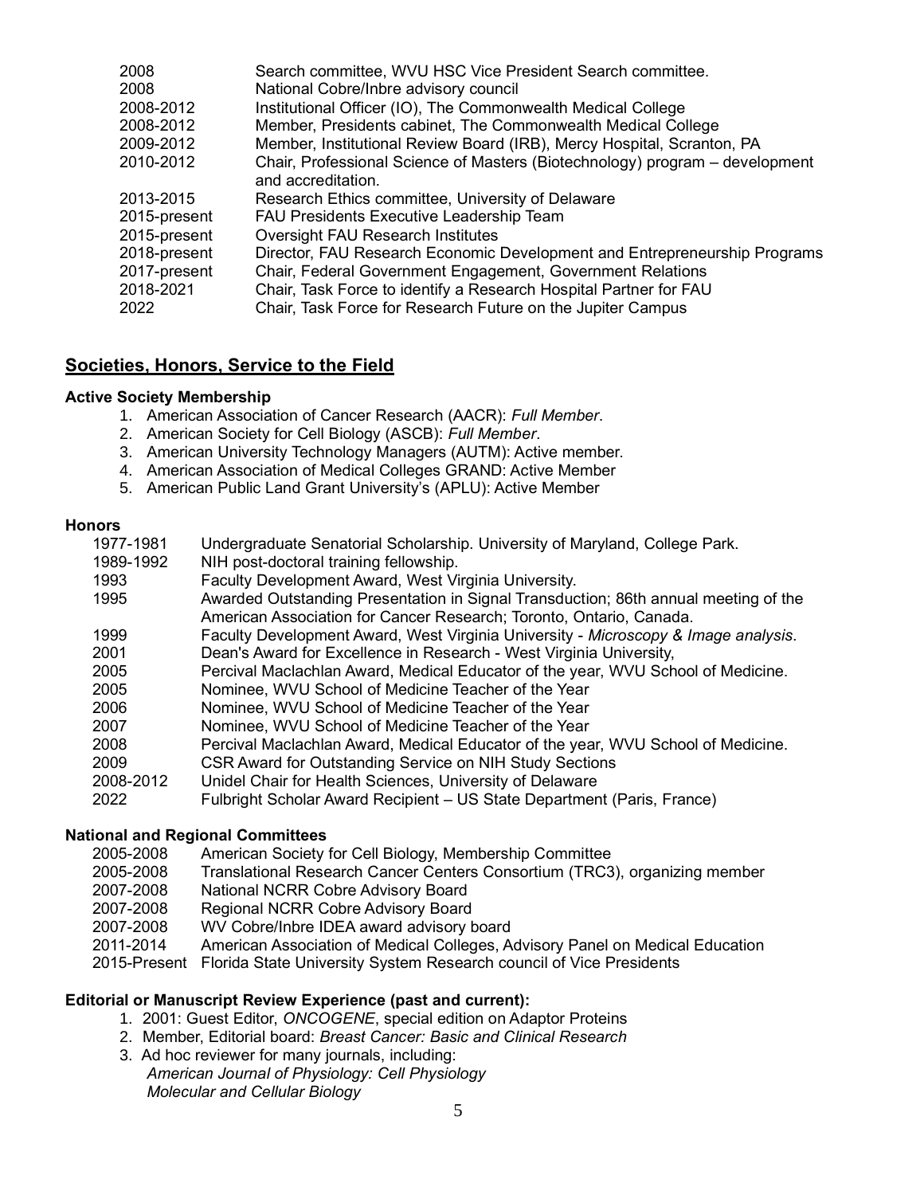| | |
|---|---|
| 2008 | Search committee, WVU HSC Vice President Search committee. |
| 2008 | National Cobre/Inbre advisory council |
| 2008-2012 | Institutional Officer (IO), The Commonwealth Medical College |
| 2008-2012 | Member, Presidents cabinet, The Commonwealth Medical College |
| 2009-2012 | Member, Institutional Review Board (IRB), Mercy Hospital, Scranton, PA |
| 2010-2012 | Chair, Professional Science of Masters (Biotechnology) program – development and accreditation. |
| 2013-2015 | Research Ethics committee, University of Delaware |
| 2015-present | FAU Presidents Executive Leadership Team |
| 2015-present | Oversight FAU Research Institutes |
| 2018-present | Director, FAU Research Economic Development and Entrepreneurship Programs |
| 2017-present | Chair, Federal Government Engagement, Government Relations |
| 2018-2021 | Chair, Task Force to identify a Research Hospital Partner for FAU |
| 2022 | Chair, Task Force for Research Future on the Jupiter Campus |

## Societies, Honors, Service to the Field

### Active Society Membership

1. American Association of Cancer Research (AACR): *Full Member*.
2. American Society for Cell Biology (ASCB): *Full Member*.
3. American University Technology Managers (AUTM): Active member.
4. American Association of Medical Colleges GRAND: Active Member
5. American Public Land Grant University's (APLU): Active Member

### Honors

| | |
|---|---|
| 1977-1981 | Undergraduate Senatorial Scholarship. University of Maryland, College Park. |
| 1989-1992 | NIH post-doctoral training fellowship. |
| 1993 | Faculty Development Award, West Virginia University. |
| 1995 | Awarded Outstanding Presentation in Signal Transduction; 86th annual meeting of the American Association for Cancer Research; Toronto, Ontario, Canada. |
| 1999 | Faculty Development Award, West Virginia University - *Microscopy & Image analysis*. |
| 2001 | Dean's Award for Excellence in Research - West Virginia University, |
| 2005 | Percival Maclachlan Award, Medical Educator of the year, WVU School of Medicine. |
| 2005 | Nominee, WVU School of Medicine Teacher of the Year |
| 2006 | Nominee, WVU School of Medicine Teacher of the Year |
| 2007 | Nominee, WVU School of Medicine Teacher of the Year |
| 2008 | Percival Maclachlan Award, Medical Educator of the year, WVU School of Medicine. |
| 2009 | CSR Award for Outstanding Service on NIH Study Sections |
| 2008-2012 | Unidel Chair for Health Sciences, University of Delaware |
| 2022 | Fulbright Scholar Award Recipient – US State Department (Paris, France) |

### National and Regional Committees

| | |
|---|---|
| 2005-2008 | American Society for Cell Biology, Membership Committee |
| 2005-2008 | Translational Research Cancer Centers Consortium (TRC3), organizing member |
| 2007-2008 | National NCRR Cobre Advisory Board |
| 2007-2008 | Regional NCRR Cobre Advisory Board |
| 2007-2008 | WV Cobre/Inbre IDEA award advisory board |
| 2011-2014 | American Association of Medical Colleges, Advisory Panel on Medical Education |
| 2015-Present | Florida State University System Research council of Vice Presidents |

### Editorial or Manuscript Review Experience (past and current):

1. 2001: Guest Editor, *ONCOGENE*, special edition on Adaptor Proteins
2. Member, Editorial board: *Breast Cancer: Basic and Clinical Research*
3. Ad hoc reviewer for many journals, including:
   *American Journal of Physiology: Cell Physiology*
   *Molecular and Cellular Biology*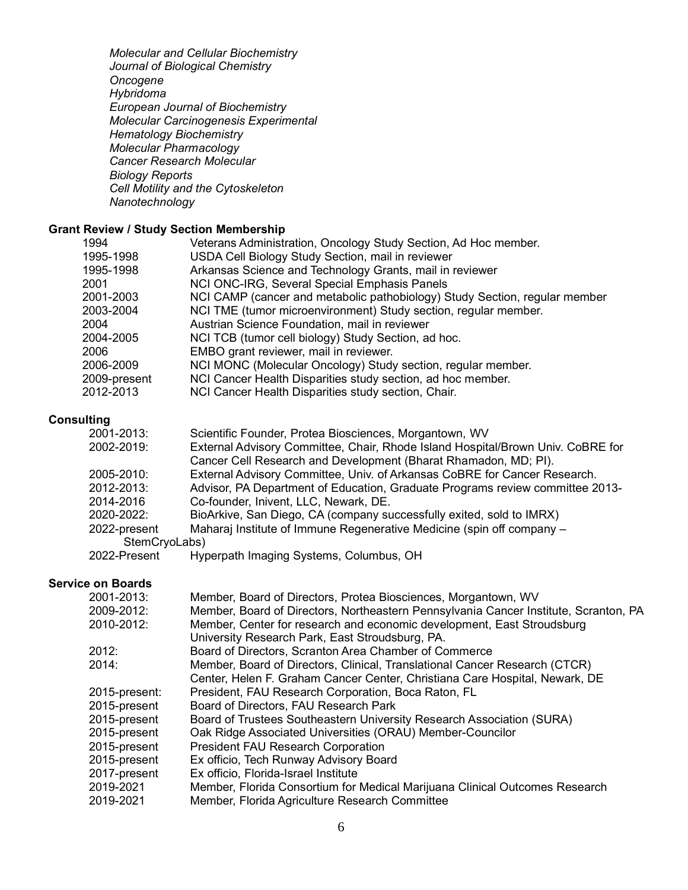*Molecular and Cellular Biochemistry*
*Journal of Biological Chemistry*
*Oncogene*
*Hybridoma*
*European Journal of Biochemistry*
*Molecular Carcinogenesis Experimental*
*Hematology Biochemistry*
*Molecular Pharmacology*
*Cancer Research Molecular*
*Biology Reports*
*Cell Motility and the Cytoskeleton*
*Nanotechnology*

**Grant Review / Study Section Membership**

| | |
|---|---|
| 1994 | Veterans Administration, Oncology Study Section, Ad Hoc member. |
| 1995-1998 | USDA Cell Biology Study Section, mail in reviewer |
| 1995-1998 | Arkansas Science and Technology Grants, mail in reviewer |
| 2001 | NCI ONC-IRG, Several Special Emphasis Panels |
| 2001-2003 | NCI CAMP (cancer and metabolic pathobiology) Study Section, regular member |
| 2003-2004 | NCI TME (tumor microenvironment) Study section, regular member. |
| 2004 | Austrian Science Foundation, mail in reviewer |
| 2004-2005 | NCI TCB (tumor cell biology) Study Section, ad hoc. |
| 2006 | EMBO grant reviewer, mail in reviewer. |
| 2006-2009 | NCI MONC (Molecular Oncology) Study section, regular member. |
| 2009-present | NCI Cancer Health Disparities study section, ad hoc member. |
| 2012-2013 | NCI Cancer Health Disparities study section, Chair. |

**Consulting**

| | |
|---|---|
| 2001-2013: | Scientific Founder, Protea Biosciences, Morgantown, WV |
| 2002-2019: | External Advisory Committee, Chair, Rhode Island Hospital/Brown Univ. CoBRE for Cancer Cell Research and Development (Bharat Rhamadon, MD; PI). |
| 2005-2010: | External Advisory Committee, Univ. of Arkansas CoBRE for Cancer Research. |
| 2012-2013: | Advisor, PA Department of Education, Graduate Programs review committee 2013- |
| 2014-2016 | Co-founder, Inivent, LLC, Newark, DE. |
| 2020-2022: | BioArkive, San Diego, CA (company successfully exited, sold to IMRX) |
| 2022-present | Maharaj Institute of Immune Regenerative Medicine (spin off company – StemCryoLabs) |
| 2022-Present | Hyperpath Imaging Systems, Columbus, OH |

**Service on Boards**

| | |
|---|---|
| 2001-2013: | Member, Board of Directors, Protea Biosciences, Morgantown, WV |
| 2009-2012: | Member, Board of Directors, Northeastern Pennsylvania Cancer Institute, Scranton, PA |
| 2010-2012: | Member, Center for research and economic development, East Stroudsburg University Research Park, East Stroudsburg, PA. |
| 2012: | Board of Directors, Scranton Area Chamber of Commerce |
| 2014: | Member, Board of Directors, Clinical, Translational Cancer Research (CTCR) Center, Helen F. Graham Cancer Center, Christiana Care Hospital, Newark, DE |
| 2015-present: | President, FAU Research Corporation, Boca Raton, FL |
| 2015-present | Board of Directors, FAU Research Park |
| 2015-present | Board of Trustees Southeastern University Research Association (SURA) |
| 2015-present | Oak Ridge Associated Universities (ORAU) Member-Councilor |
| 2015-present | President FAU Research Corporation |
| 2015-present | Ex officio, Tech Runway Advisory Board |
| 2017-present | Ex officio, Florida-Israel Institute |
| 2019-2021 | Member, Florida Consortium for Medical Marijuana Clinical Outcomes Research |
| 2019-2021 | Member, Florida Agriculture Research Committee |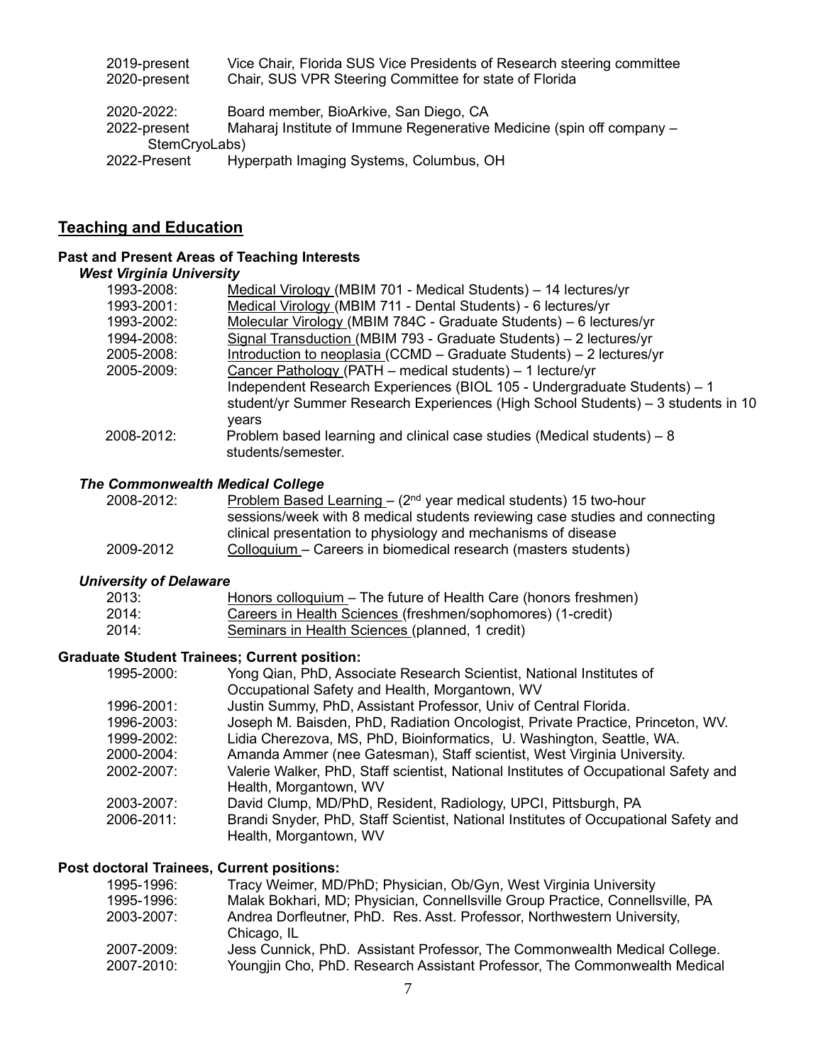2019-present Vice Chair, Florida SUS Vice Presidents of Research steering committee
2020-present Chair, SUS VPR Steering Committee for state of Florida

2020-2022: Board member, BioArkive, San Diego, CA
2022-present Maharaj Institute of Immune Regenerative Medicine (spin off company – StemCryoLabs)
2022-Present Hyperpath Imaging Systems, Columbus, OH

## Teaching and Education

### Past and Present Areas of Teaching Interests

#### *West Virginia University*

1993-2008: Medical Virology (MBIM 701 - Medical Students) – 14 lectures/yr
1993-2001: Medical Virology (MBIM 711 - Dental Students) - 6 lectures/yr
1993-2002: Molecular Virology (MBIM 784C - Graduate Students) – 6 lectures/yr
1994-2008: Signal Transduction (MBIM 793 - Graduate Students) – 2 lectures/yr
2005-2008: Introduction to neoplasia (CCMD – Graduate Students) – 2 lectures/yr
2005-2009: Cancer Pathology (PATH – medical students) – 1 lecture/yr
Independent Research Experiences (BIOL 105 - Undergraduate Students) – 1 student/yr Summer Research Experiences (High School Students) – 3 students in 10 years
2008-2012: Problem based learning and clinical case studies (Medical students) – 8 students/semester.

#### *The Commonwealth Medical College*

2008-2012: Problem Based Learning – (2nd year medical students) 15 two-hour sessions/week with 8 medical students reviewing case studies and connecting clinical presentation to physiology and mechanisms of disease
2009-2012 Colloquium – Careers in biomedical research (masters students)

#### *University of Delaware*

2013: Honors colloquium – The future of Health Care (honors freshmen)
2014: Careers in Health Sciences (freshmen/sophomores) (1-credit)
2014: Seminars in Health Sciences (planned, 1 credit)

### Graduate Student Trainees; Current position:

1995-2000: Yong Qian, PhD, Associate Research Scientist, National Institutes of Occupational Safety and Health, Morgantown, WV
1996-2001: Justin Summy, PhD, Assistant Professor, Univ of Central Florida.
1996-2003: Joseph M. Baisden, PhD, Radiation Oncologist, Private Practice, Princeton, WV.
1999-2002: Lidia Cherezova, MS, PhD, Bioinformatics, U. Washington, Seattle, WA.
2000-2004: Amanda Ammer (nee Gatesman), Staff scientist, West Virginia University.
2002-2007: Valerie Walker, PhD, Staff scientist, National Institutes of Occupational Safety and Health, Morgantown, WV
2003-2007: David Clump, MD/PhD, Resident, Radiology, UPCI, Pittsburgh, PA
2006-2011: Brandi Snyder, PhD, Staff Scientist, National Institutes of Occupational Safety and Health, Morgantown, WV

### Post doctoral Trainees, Current positions:

1995-1996: Tracy Weimer, MD/PhD; Physician, Ob/Gyn, West Virginia University
1995-1996: Malak Bokhari, MD; Physician, Connellsville Group Practice, Connellsville, PA
2003-2007: Andrea Dorfleutner, PhD. Res. Asst. Professor, Northwestern University, Chicago, IL
2007-2009: Jess Cunnick, PhD. Assistant Professor, The Commonwealth Medical College.
2007-2010: Youngjin Cho, PhD. Research Assistant Professor, The Commonwealth Medical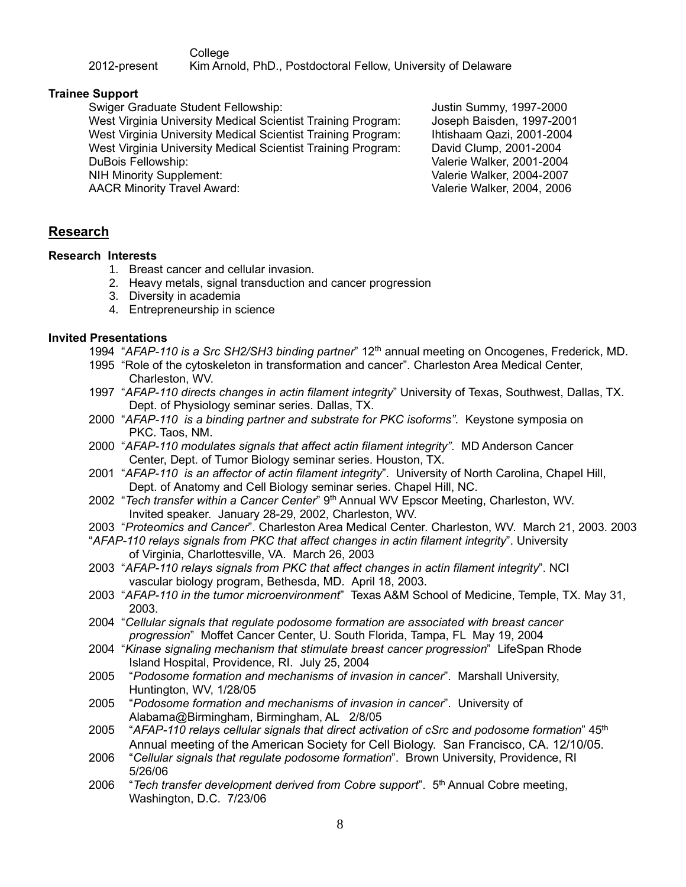| | |
|---|---|
| | College |
| 2012-present | Kim Arnold, PhD., Postdoctoral Fellow, University of Delaware |

**Trainee Support**

| | |
|---|---|
| Swiger Graduate Student Fellowship: | Justin Summy, 1997-2000 |
| West Virginia University Medical Scientist Training Program: | Joseph Baisden, 1997-2001 |
| West Virginia University Medical Scientist Training Program: | Ihtishaam Qazi, 2001-2004 |
| West Virginia University Medical Scientist Training Program: | David Clump, 2001-2004 |
| DuBois Fellowship: | Valerie Walker, 2001-2004 |
| NIH Minority Supplement: | Valerie Walker, 2004-2007 |
| AACR Minority Travel Award: | Valerie Walker, 2004, 2006 |

## Research

**Research Interests**

1. Breast cancer and cellular invasion.
2. Heavy metals, signal transduction and cancer progression
3. Diversity in academia
4. Entrepreneurship in science

**Invited Presentations**

- 1994 "*AFAP-110 is a Src SH2/SH3 binding partner*" 12th annual meeting on Oncogenes, Frederick, MD.
- 1995 "Role of the cytoskeleton in transformation and cancer". Charleston Area Medical Center, Charleston, WV.
- 1997 "*AFAP-110 directs changes in actin filament integrity*" University of Texas, Southwest, Dallas, TX. Dept. of Physiology seminar series. Dallas, TX.
- 2000 "*AFAP-110 is a binding partner and substrate for PKC isoforms"*. Keystone symposia on PKC. Taos, NM.
- 2000 "*AFAP-110 modulates signals that affect actin filament integrity"*. MD Anderson Cancer Center, Dept. of Tumor Biology seminar series. Houston, TX.
- 2001 "*AFAP-110 is an affector of actin filament integrity*". University of North Carolina, Chapel Hill, Dept. of Anatomy and Cell Biology seminar series. Chapel Hill, NC.
- 2002 "*Tech transfer within a Cancer Center*" 9th Annual WV Epscor Meeting, Charleston, WV. Invited speaker. January 28-29, 2002, Charleston, WV.
- 2003 "*Proteomics and Cancer*". Charleston Area Medical Center. Charleston, WV. March 21, 2003. 2003 "*AFAP-110 relays signals from PKC that affect changes in actin filament integrity*". University of Virginia, Charlottesville, VA. March 26, 2003
- 2003 "*AFAP-110 relays signals from PKC that affect changes in actin filament integrity*". NCI vascular biology program, Bethesda, MD. April 18, 2003.
- 2003 "*AFAP-110 in the tumor microenvironment*" Texas A&M School of Medicine, Temple, TX. May 31, 2003.
- 2004 "*Cellular signals that regulate podosome formation are associated with breast cancer progression*" Moffet Cancer Center, U. South Florida, Tampa, FL May 19, 2004
- 2004 "*Kinase signaling mechanism that stimulate breast cancer progression*" LifeSpan Rhode Island Hospital, Providence, RI. July 25, 2004
- 2005 "*Podosome formation and mechanisms of invasion in cancer*". Marshall University, Huntington, WV, 1/28/05
- 2005 "*Podosome formation and mechanisms of invasion in cancer*". University of Alabama@Birmingham, Birmingham, AL 2/8/05
- 2005 "*AFAP-110 relays cellular signals that direct activation of cSrc and podosome formation*" 45th Annual meeting of the American Society for Cell Biology. San Francisco, CA. 12/10/05.
- 2006 "*Cellular signals that regulate podosome formation*". Brown University, Providence, RI 5/26/06
- 2006 "*Tech transfer development derived from Cobre support*". 5th Annual Cobre meeting, Washington, D.C. 7/23/06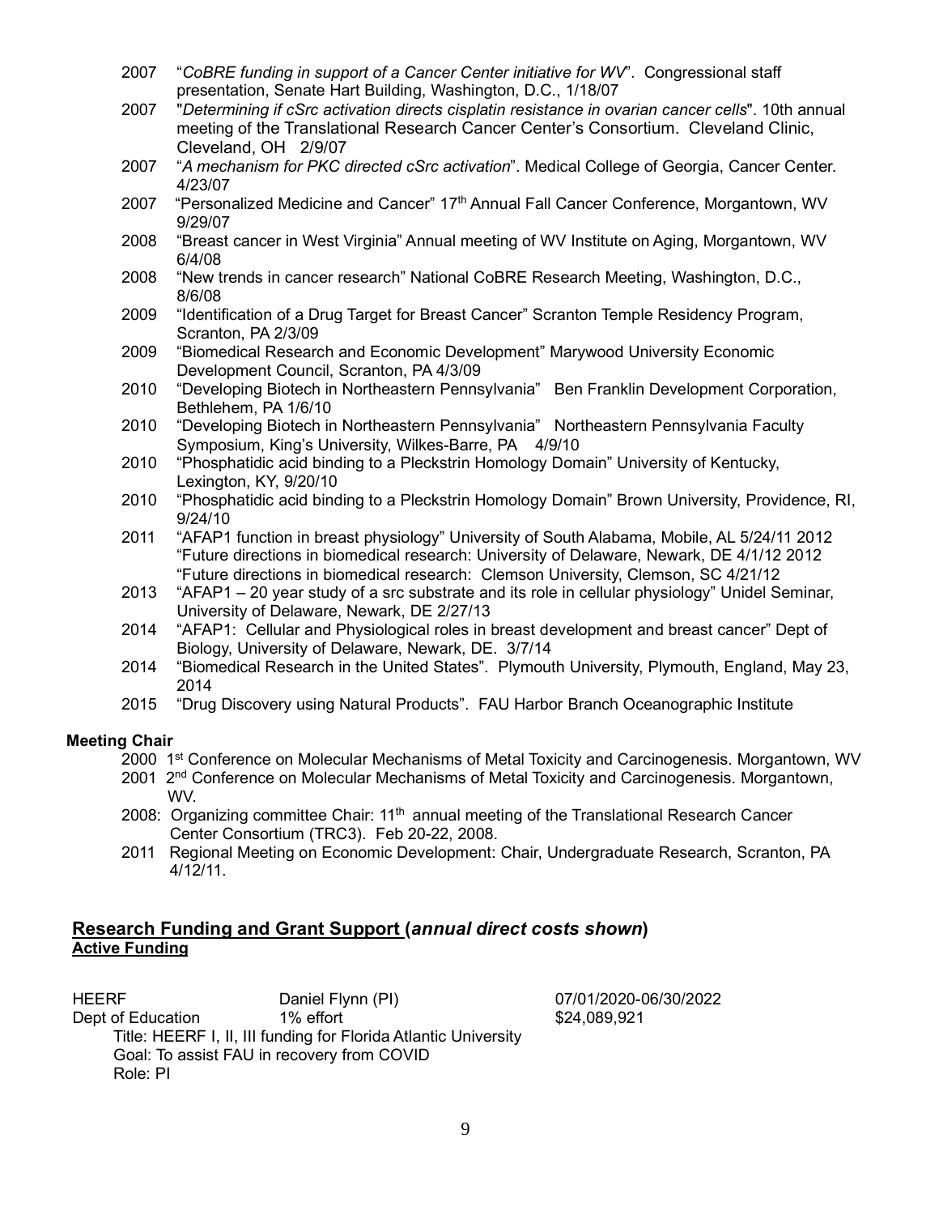2007 "*CoBRE funding in support of a Cancer Center initiative for WV*". Congressional staff presentation, Senate Hart Building, Washington, D.C., 1/18/07

2007 "*Determining if cSrc activation directs cisplatin resistance in ovarian cancer cells*". 10th annual meeting of the Translational Research Cancer Center's Consortium. Cleveland Clinic, Cleveland, OH 2/9/07

2007 "*A mechanism for PKC directed cSrc activation*". Medical College of Georgia, Cancer Center. 4/23/07

2007 "Personalized Medicine and Cancer" 17th Annual Fall Cancer Conference, Morgantown, WV 9/29/07

2008 "Breast cancer in West Virginia" Annual meeting of WV Institute on Aging, Morgantown, WV 6/4/08

2008 "New trends in cancer research" National CoBRE Research Meeting, Washington, D.C., 8/6/08

2009 "Identification of a Drug Target for Breast Cancer" Scranton Temple Residency Program, Scranton, PA 2/3/09

2009 "Biomedical Research and Economic Development" Marywood University Economic Development Council, Scranton, PA 4/3/09

2010 "Developing Biotech in Northeastern Pennsylvania" Ben Franklin Development Corporation, Bethlehem, PA 1/6/10

2010 "Developing Biotech in Northeastern Pennsylvania" Northeastern Pennsylvania Faculty Symposium, King's University, Wilkes-Barre, PA 4/9/10

2010 "Phosphatidic acid binding to a Pleckstrin Homology Domain" University of Kentucky, Lexington, KY, 9/20/10

2010 "Phosphatidic acid binding to a Pleckstrin Homology Domain" Brown University, Providence, RI, 9/24/10

2011 "AFAP1 function in breast physiology" University of South Alabama, Mobile, AL 5/24/11 2012 "Future directions in biomedical research: University of Delaware, Newark, DE 4/1/12 2012 "Future directions in biomedical research: Clemson University, Clemson, SC 4/21/12

2013 "AFAP1 – 20 year study of a src substrate and its role in cellular physiology" Unidel Seminar, University of Delaware, Newark, DE 2/27/13

2014 "AFAP1: Cellular and Physiological roles in breast development and breast cancer" Dept of Biology, University of Delaware, Newark, DE. 3/7/14

2014 "Biomedical Research in the United States". Plymouth University, Plymouth, England, May 23, 2014

2015 "Drug Discovery using Natural Products". FAU Harbor Branch Oceanographic Institute

**Meeting Chair**

2000 1st Conference on Molecular Mechanisms of Metal Toxicity and Carcinogenesis. Morgantown, WV

2001 2nd Conference on Molecular Mechanisms of Metal Toxicity and Carcinogenesis. Morgantown, WV.

2008: Organizing committee Chair: 11th annual meeting of the Translational Research Cancer Center Consortium (TRC3). Feb 20-22, 2008.

2011 Regional Meeting on Economic Development: Chair, Undergraduate Research, Scranton, PA 4/12/11.

## Research Funding and Grant Support (*annual direct costs shown*)

**Active Funding**

HEERF Daniel Flynn (PI) 07/01/2020-06/30/2022
Dept of Education 1% effort $24,089,921
Title: HEERF I, II, III funding for Florida Atlantic University
Goal: To assist FAU in recovery from COVID
Role: PI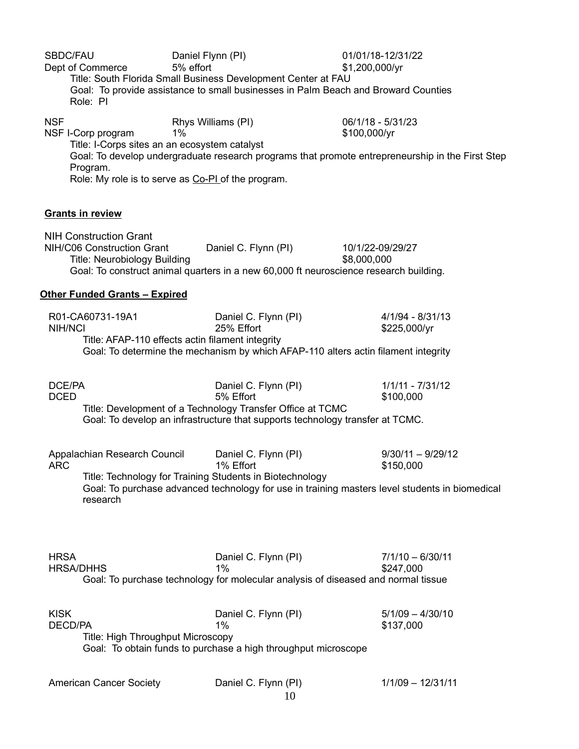SBDC/FAU Daniel Flynn (PI) 01/01/18-12/31/22
Dept of Commerce 5% effort $1,200,000/yr
Title: South Florida Small Business Development Center at FAU
Goal: To provide assistance to small businesses in Palm Beach and Broward Counties
Role: PI

NSF Rhys Williams (PI) 06/1/18 - 5/31/23
NSF I-Corp program 1% $100,000/yr
Title: I-Corps sites an an ecosystem catalyst
Goal: To develop undergraduate research programs that promote entrepreneurship in the First Step Program.
Role: My role is to serve as Co-PI of the program.

**Grants in review**

NIH Construction Grant
NIH/C06 Construction Grant Daniel C. Flynn (PI) 10/1/22-09/29/27
Title: Neurobiology Building $8,000,000
Goal: To construct animal quarters in a new 60,000 ft neuroscience research building.

**Other Funded Grants – Expired**

R01-CA60731-19A1 Daniel C. Flynn (PI) 4/1/94 - 8/31/13
NIH/NCI 25% Effort $225,000/yr
Title: AFAP-110 effects actin filament integrity
Goal: To determine the mechanism by which AFAP-110 alters actin filament integrity

DCE/PA Daniel C. Flynn (PI) 1/1/11 - 7/31/12
DCED 5% Effort $100,000
Title: Development of a Technology Transfer Office at TCMC
Goal: To develop an infrastructure that supports technology transfer at TCMC.

Appalachian Research Council Daniel C. Flynn (PI) 9/30/11 – 9/29/12
ARC 1% Effort $150,000
Title: Technology for Training Students in Biotechnology
Goal: To purchase advanced technology for use in training masters level students in biomedical research

HRSA Daniel C. Flynn (PI) 7/1/10 – 6/30/11
HRSA/DHHS 1% $247,000
Goal: To purchase technology for molecular analysis of diseased and normal tissue

KISK Daniel C. Flynn (PI) 5/1/09 – 4/30/10
DECD/PA 1% $137,000
Title: High Throughput Microscopy
Goal: To obtain funds to purchase a high throughput microscope

American Cancer Society Daniel C. Flynn (PI) 1/1/09 – 12/31/11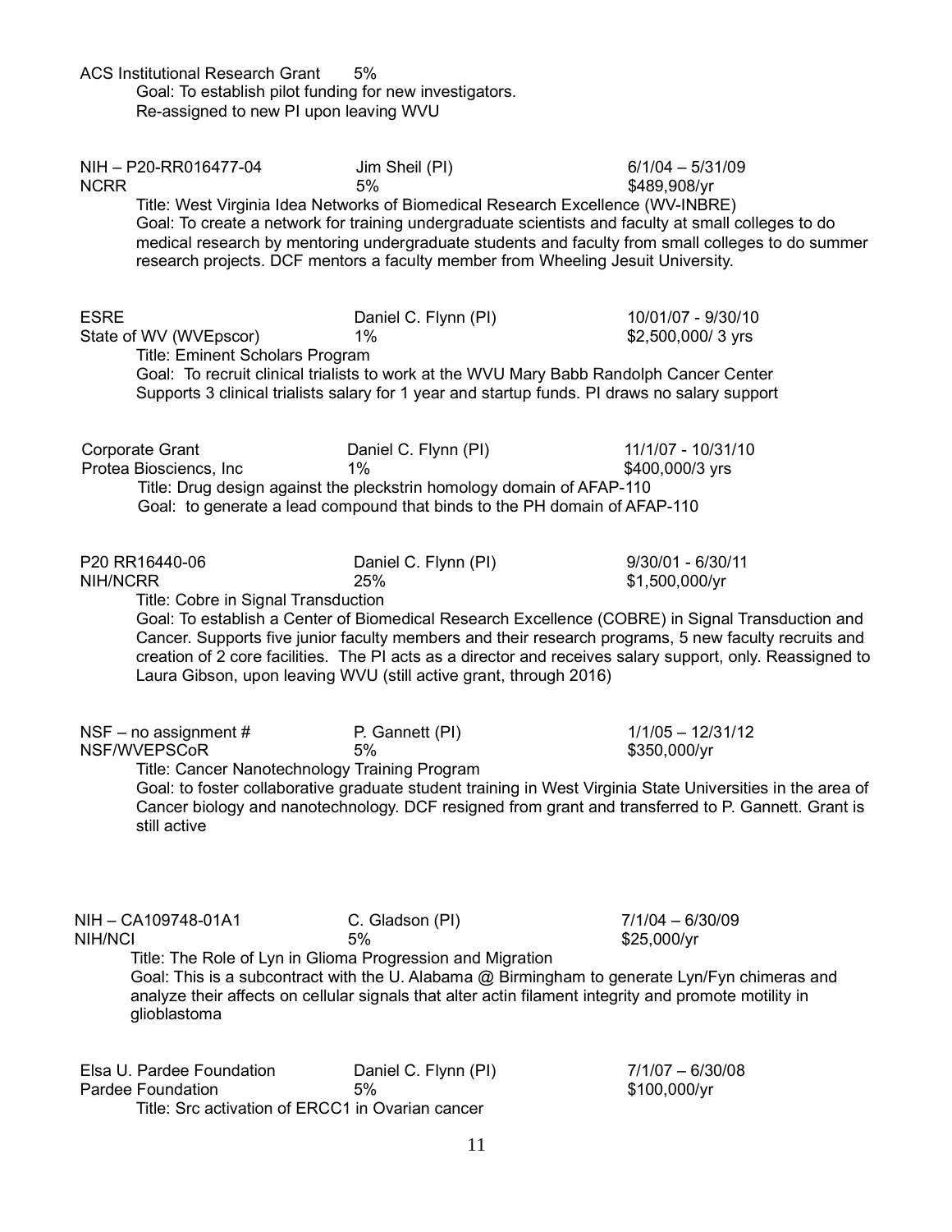ACS Institutional Research Grant  5%

Goal: To establish pilot funding for new investigators.
Re-assigned to new PI upon leaving WVU

NIH – P20-RR016477-04  Jim Sheil (PI)  6/1/04 – 5/31/09
NCRR  5%  $489,908/yr

Title: West Virginia Idea Networks of Biomedical Research Excellence (WV-INBRE)
Goal: To create a network for training undergraduate scientists and faculty at small colleges to do medical research by mentoring undergraduate students and faculty from small colleges to do summer research projects. DCF mentors a faculty member from Wheeling Jesuit University.

ESRE  Daniel C. Flynn (PI)  10/01/07 - 9/30/10
State of WV (WVEpscor)  1%  $2,500,000/ 3 yrs

Title: Eminent Scholars Program
Goal: To recruit clinical trialists to work at the WVU Mary Babb Randolph Cancer Center
Supports 3 clinical trialists salary for 1 year and startup funds. PI draws no salary support

Corporate Grant  Daniel C. Flynn (PI)  11/1/07 - 10/31/10
Protea Biosciencs, Inc  1%  $400,000/3 yrs

Title: Drug design against the pleckstrin homology domain of AFAP-110
Goal: to generate a lead compound that binds to the PH domain of AFAP-110

P20 RR16440-06  Daniel C. Flynn (PI)  9/30/01 - 6/30/11
NIH/NCRR  25%  $1,500,000/yr

Title: Cobre in Signal Transduction
Goal: To establish a Center of Biomedical Research Excellence (COBRE) in Signal Transduction and Cancer. Supports five junior faculty members and their research programs, 5 new faculty recruits and creation of 2 core facilities. The PI acts as a director and receives salary support, only. Reassigned to Laura Gibson, upon leaving WVU (still active grant, through 2016)

NSF – no assignment #  P. Gannett (PI)  1/1/05 – 12/31/12
NSF/WVEPSCoR  5%  $350,000/yr

Title: Cancer Nanotechnology Training Program
Goal: to foster collaborative graduate student training in West Virginia State Universities in the area of Cancer biology and nanotechnology. DCF resigned from grant and transferred to P. Gannett. Grant is still active

NIH – CA109748-01A1  C. Gladson (PI)  7/1/04 – 6/30/09
NIH/NCI  5%  $25,000/yr

Title: The Role of Lyn in Glioma Progression and Migration
Goal: This is a subcontract with the U. Alabama @ Birmingham to generate Lyn/Fyn chimeras and analyze their affects on cellular signals that alter actin filament integrity and promote motility in glioblastoma

Elsa U. Pardee Foundation  Daniel C. Flynn (PI)  7/1/07 – 6/30/08
Pardee Foundation  5%  $100,000/yr

Title: Src activation of ERCC1 in Ovarian cancer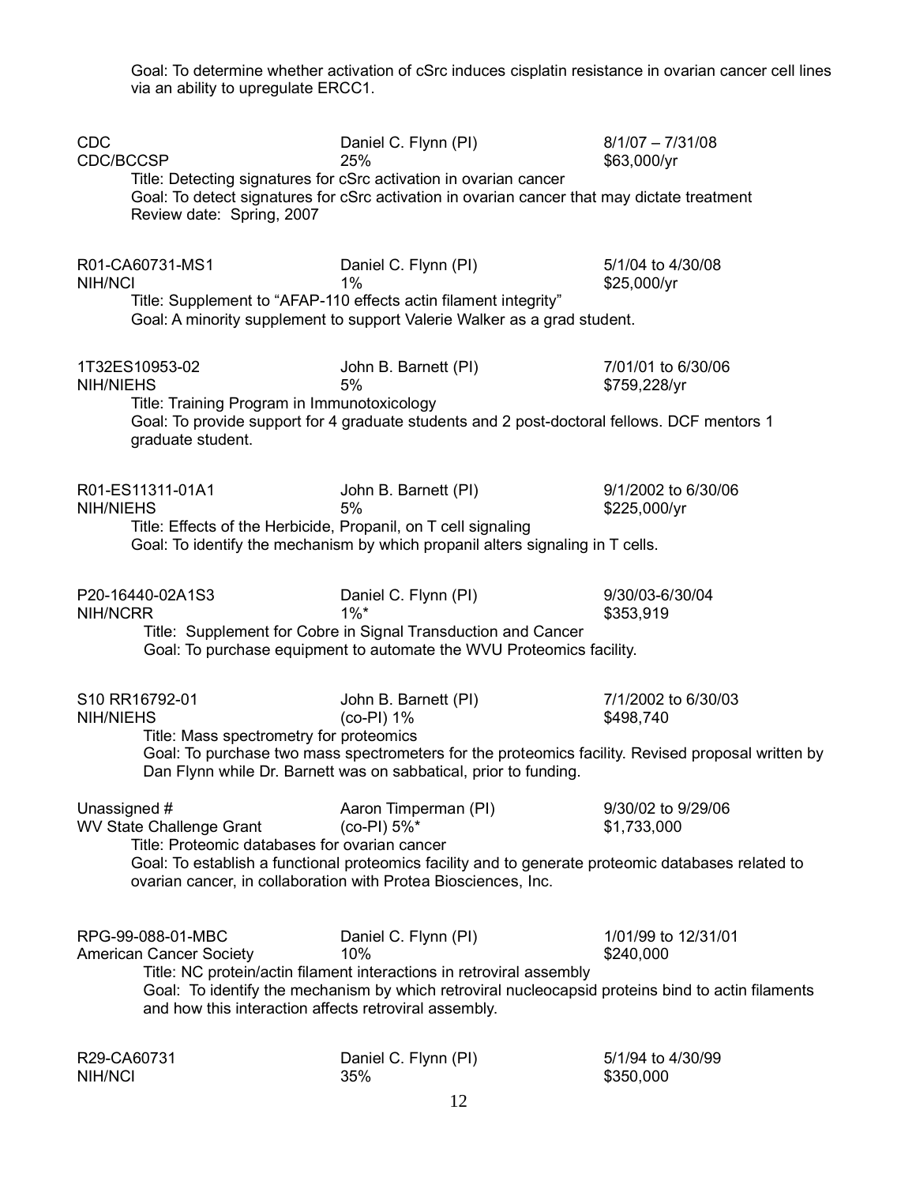Goal: To determine whether activation of cSrc induces cisplatin resistance in ovarian cancer cell lines via an ability to upregulate ERCC1.

CDC | Daniel C. Flynn (PI) | 8/1/07 – 7/31/08
CDC/BCCSP | 25% | $63,000/yr

Title: Detecting signatures for cSrc activation in ovarian cancer
Goal: To detect signatures for cSrc activation in ovarian cancer that may dictate treatment
Review date: Spring, 2007

R01-CA60731-MS1 | Daniel C. Flynn (PI) | 5/1/04 to 4/30/08
NIH/NCI | 1% | $25,000/yr

Title: Supplement to "AFAP-110 effects actin filament integrity"
Goal: A minority supplement to support Valerie Walker as a grad student.

1T32ES10953-02 | John B. Barnett (PI) | 7/01/01 to 6/30/06
NIH/NIEHS | 5% | $759,228/yr

Title: Training Program in Immunotoxicology
Goal: To provide support for 4 graduate students and 2 post-doctoral fellows. DCF mentors 1 graduate student.

R01-ES11311-01A1 | John B. Barnett (PI) | 9/1/2002 to 6/30/06
NIH/NIEHS | 5% | $225,000/yr

Title: Effects of the Herbicide, Propanil, on T cell signaling
Goal: To identify the mechanism by which propanil alters signaling in T cells.

P20-16440-02A1S3 | Daniel C. Flynn (PI) | 9/30/03-6/30/04
NIH/NCRR | 1%* | $353,919

Title: Supplement for Cobre in Signal Transduction and Cancer
Goal: To purchase equipment to automate the WVU Proteomics facility.

S10 RR16792-01 | John B. Barnett (PI) | 7/1/2002 to 6/30/03
NIH/NIEHS | (co-PI) 1% | $498,740

Title: Mass spectrometry for proteomics
Goal: To purchase two mass spectrometers for the proteomics facility. Revised proposal written by Dan Flynn while Dr. Barnett was on sabbatical, prior to funding.

Unassigned # | Aaron Timperman (PI) | 9/30/02 to 9/29/06
WV State Challenge Grant | (co-PI) 5%* | $1,733,000

Title: Proteomic databases for ovarian cancer
Goal: To establish a functional proteomics facility and to generate proteomic databases related to ovarian cancer, in collaboration with Protea Biosciences, Inc.

RPG-99-088-01-MBC | Daniel C. Flynn (PI) | 1/01/99 to 12/31/01
American Cancer Society | 10% | $240,000

Title: NC protein/actin filament interactions in retroviral assembly
Goal: To identify the mechanism by which retroviral nucleocapsid proteins bind to actin filaments and how this interaction affects retroviral assembly.

R29-CA60731 | Daniel C. Flynn (PI) | 5/1/94 to 4/30/99
NIH/NCI | 35% | $350,000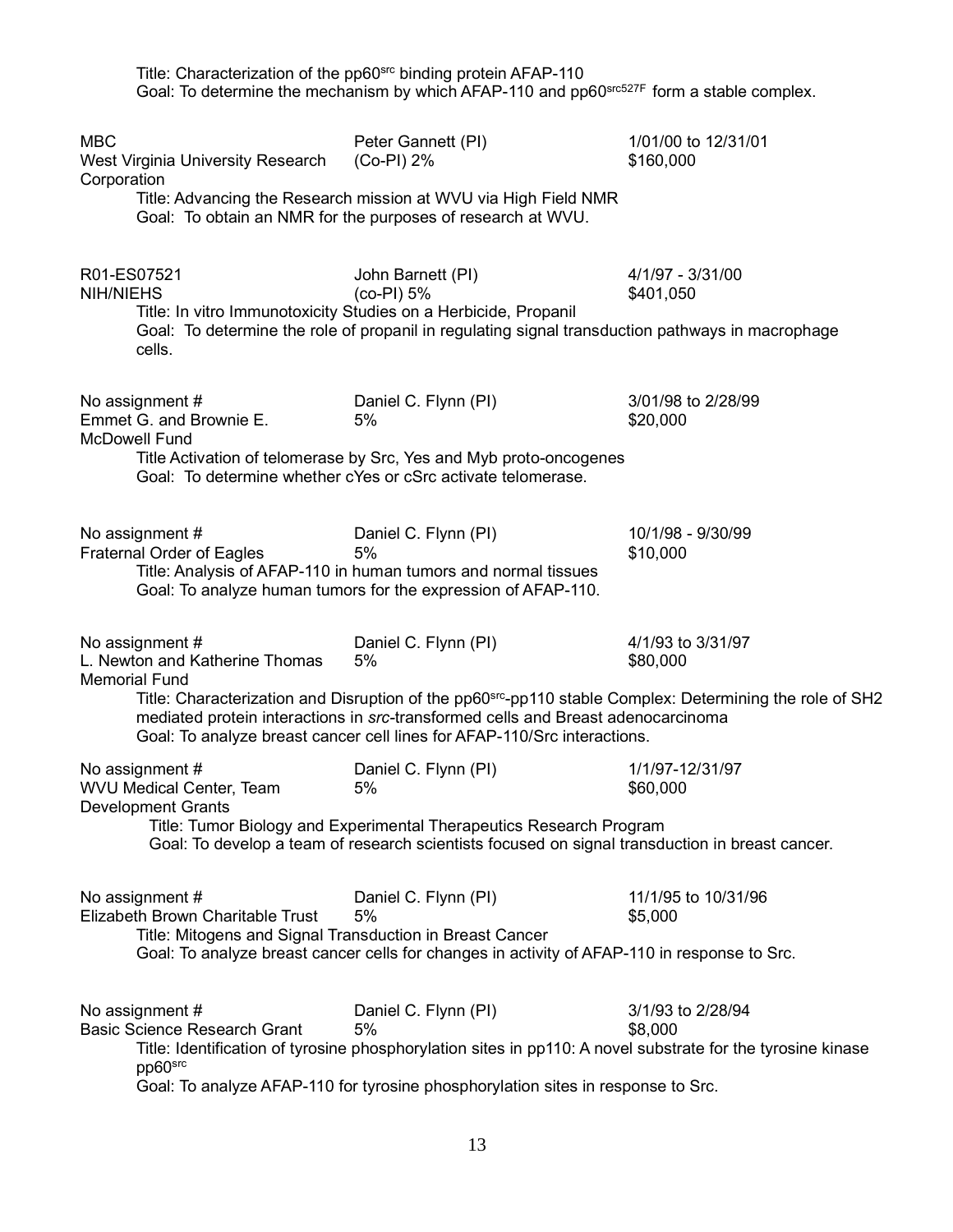Title: Characterization of the pp60$^{src}$ binding protein AFAP-110
Goal: To determine the mechanism by which AFAP-110 and pp60$^{src527F}$ form a stable complex.

MBC
West Virginia University Research Corporation
Peter Gannett (PI)
(Co-PI) 2%
1/01/00 to 12/31/01
$160,000

Title: Advancing the Research mission at WVU via High Field NMR
Goal: To obtain an NMR for the purposes of research at WVU.

R01-ES07521
NIH/NIEHS
John Barnett (PI)
(co-PI) 5%
4/1/97 - 3/31/00
$401,050

Title: In vitro Immunotoxicity Studies on a Herbicide, Propanil
Goal: To determine the role of propanil in regulating signal transduction pathways in macrophage cells.

No assignment #
Emmet G. and Brownie E. McDowell Fund
Daniel C. Flynn (PI)
5%
3/01/98 to 2/28/99
$20,000

Title Activation of telomerase by Src, Yes and Myb proto-oncogenes
Goal: To determine whether cYes or cSrc activate telomerase.

No assignment #
Fraternal Order of Eagles
Daniel C. Flynn (PI)
5%
10/1/98 - 9/30/99
$10,000

Title: Analysis of AFAP-110 in human tumors and normal tissues
Goal: To analyze human tumors for the expression of AFAP-110.

No assignment #
L. Newton and Katherine Thomas Memorial Fund
Daniel C. Flynn (PI)
5%
4/1/93 to 3/31/97
$80,000

Title: Characterization and Disruption of the pp60$^{src}$-pp110 stable Complex: Determining the role of SH2 mediated protein interactions in *src*-transformed cells and Breast adenocarcinoma
Goal: To analyze breast cancer cell lines for AFAP-110/Src interactions.

No assignment #
WVU Medical Center, Team Development Grants
Daniel C. Flynn (PI)
5%
1/1/97-12/31/97
$60,000

Title: Tumor Biology and Experimental Therapeutics Research Program
Goal: To develop a team of research scientists focused on signal transduction in breast cancer.

No assignment #
Elizabeth Brown Charitable Trust
Daniel C. Flynn (PI)
5%
11/1/95 to 10/31/96
$5,000

Title: Mitogens and Signal Transduction in Breast Cancer
Goal: To analyze breast cancer cells for changes in activity of AFAP-110 in response to Src.

No assignment #
Basic Science Research Grant
Daniel C. Flynn (PI)
5%
3/1/93 to 2/28/94
$8,000

Title: Identification of tyrosine phosphorylation sites in pp110: A novel substrate for the tyrosine kinase pp60$^{src}$
Goal: To analyze AFAP-110 for tyrosine phosphorylation sites in response to Src.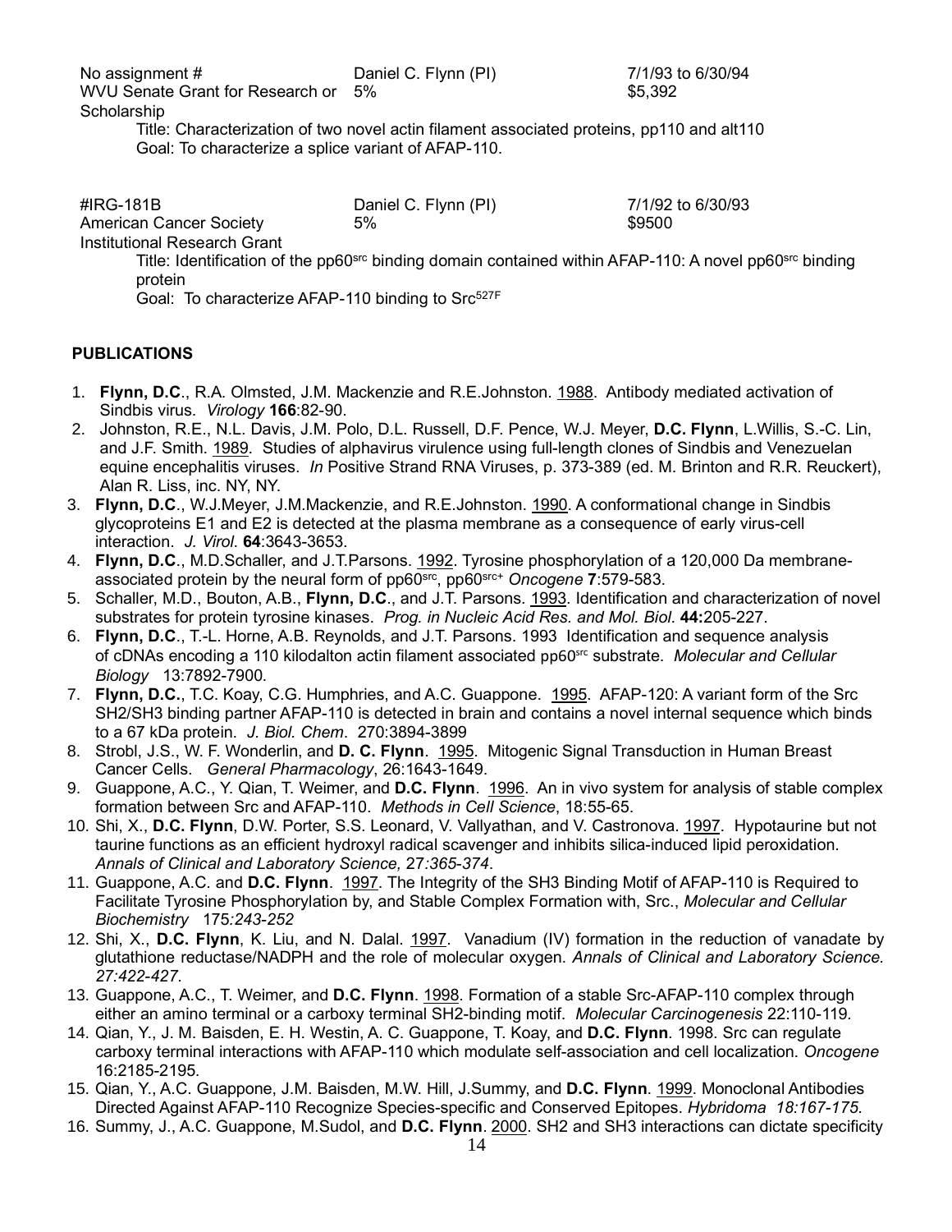No assignment # | Daniel C. Flynn (PI) | 7/1/93 to 6/30/94
WVU Senate Grant for Research or Scholarship | 5% | $5,392

Title: Characterization of two novel actin filament associated proteins, pp110 and alt110
Goal: To characterize a splice variant of AFAP-110.

#IRG-181B | Daniel C. Flynn (PI) | 7/1/92 to 6/30/93
American Cancer Society Institutional Research Grant | 5% | $9500

Title: Identification of the pp60$^{src}$ binding domain contained within AFAP-110: A novel pp60$^{src}$ binding protein
Goal: To characterize AFAP-110 binding to Src$^{527F}$

## PUBLICATIONS

1. **Flynn, D.C**., R.A. Olmsted, J.M. Mackenzie and R.E.Johnston. 1988. Antibody mediated activation of Sindbis virus. *Virology* **166**:82-90.
2. Johnston, R.E., N.L. Davis, J.M. Polo, D.L. Russell, D.F. Pence, W.J. Meyer, **D.C. Flynn**, L.Willis, S.-C. Lin, and J.F. Smith. 1989. Studies of alphavirus virulence using full-length clones of Sindbis and Venezuelan equine encephalitis viruses. *In* Positive Strand RNA Viruses, p. 373-389 (ed. M. Brinton and R.R. Reuckert), Alan R. Liss, inc. NY, NY.
3. **Flynn, D.C**., W.J.Meyer, J.M.Mackenzie, and R.E.Johnston. 1990. A conformational change in Sindbis glycoproteins E1 and E2 is detected at the plasma membrane as a consequence of early virus-cell interaction. *J. Virol*. **64**:3643-3653.
4. **Flynn, D.C**., M.D.Schaller, and J.T.Parsons. 1992. Tyrosine phosphorylation of a 120,000 Da membrane-associated protein by the neural form of pp60$^{src}$, pp60$^{src+}$ *Oncogene* **7**:579-583.
5. Schaller, M.D., Bouton, A.B., **Flynn, D.C**., and J.T. Parsons. 1993. Identification and characterization of novel substrates for protein tyrosine kinases. *Prog. in Nucleic Acid Res. and Mol. Biol*. **44:**205-227.
6. **Flynn, D.C**., T.-L. Horne, A.B. Reynolds, and J.T. Parsons. 1993 Identification and sequence analysis of cDNAs encoding a 110 kilodalton actin filament associated pp60$^{src}$ substrate. *Molecular and Cellular Biology* 13:7892-7900.
7. **Flynn, D.C.**, T.C. Koay, C.G. Humphries, and A.C. Guappone. 1995. AFAP-120: A variant form of the Src SH2/SH3 binding partner AFAP-110 is detected in brain and contains a novel internal sequence which binds to a 67 kDa protein. *J. Biol. Chem*. 270:3894-3899
8. Strobl, J.S., W. F. Wonderlin, and **D. C. Flynn**. 1995. Mitogenic Signal Transduction in Human Breast Cancer Cells. *General Pharmacology*, 26:1643-1649.
9. Guappone, A.C., Y. Qian, T. Weimer, and **D.C. Flynn**. 1996. An in vivo system for analysis of stable complex formation between Src and AFAP-110. *Methods in Cell Science*, 18:55-65.
10. Shi, X., **D.C. Flynn**, D.W. Porter, S.S. Leonard, V. Vallyathan, and V. Castronova. 1997. Hypotaurine but not taurine functions as an efficient hydroxyl radical scavenger and inhibits silica-induced lipid peroxidation. *Annals of Clinical and Laboratory Science,* 27*:365-374*.
11. Guappone, A.C. and **D.C. Flynn**. 1997. The Integrity of the SH3 Binding Motif of AFAP-110 is Required to Facilitate Tyrosine Phosphorylation by, and Stable Complex Formation with, Src., *Molecular and Cellular Biochemistry* 175*:243-252*
12. Shi, X., **D.C. Flynn**, K. Liu, and N. Dalal. 1997. Vanadium (IV) formation in the reduction of vanadate by glutathione reductase/NADPH and the role of molecular oxygen. *Annals of Clinical and Laboratory Science. 27:422-427*.
13. Guappone, A.C., T. Weimer, and **D.C. Flynn**. 1998. Formation of a stable Src-AFAP-110 complex through either an amino terminal or a carboxy terminal SH2-binding motif. *Molecular Carcinogenesis* 22:110-119.
14. Qian, Y., J. M. Baisden, E. H. Westin, A. C. Guappone, T. Koay, and **D.C. Flynn**. 1998. Src can regulate carboxy terminal interactions with AFAP-110 which modulate self-association and cell localization. *Oncogene* 16:2185-2195.
15. Qian, Y., A.C. Guappone, J.M. Baisden, M.W. Hill, J.Summy, and **D.C. Flynn**. 1999. Monoclonal Antibodies Directed Against AFAP-110 Recognize Species-specific and Conserved Epitopes. *Hybridoma 18:167-175.*
16. Summy, J., A.C. Guappone, M.Sudol, and **D.C. Flynn**. 2000. SH2 and SH3 interactions can dictate specificity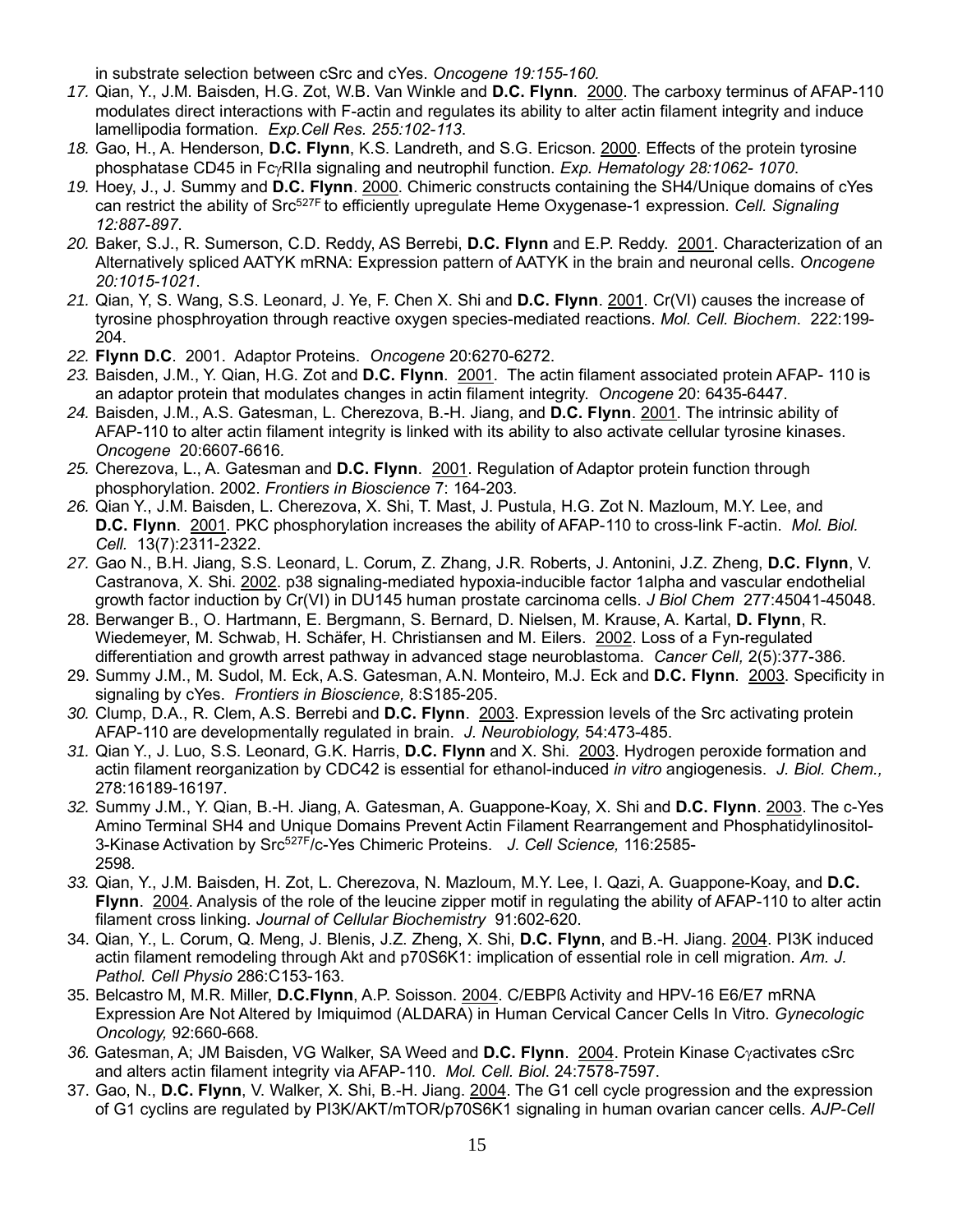in substrate selection between cSrc and cYes. *Oncogene 19:155-160.*

17. Qian, Y., J.M. Baisden, H.G. Zot, W.B. Van Winkle and **D.C. Flynn**. 2000. The carboxy terminus of AFAP-110 modulates direct interactions with F-actin and regulates its ability to alter actin filament integrity and induce lamellipodia formation. *Exp.Cell Res. 255:102-113*.
18. Gao, H., A. Henderson, **D.C. Flynn**, K.S. Landreth, and S.G. Ericson. 2000. Effects of the protein tyrosine phosphatase CD45 in FcγRIIa signaling and neutrophil function. *Exp. Hematology 28:1062- 1070*.
19. Hoey, J., J. Summy and **D.C. Flynn**. 2000. Chimeric constructs containing the SH4/Unique domains of cYes can restrict the ability of $Src^{527F}$ to efficiently upregulate Heme Oxygenase-1 expression. *Cell. Signaling 12:887-897*.
20. Baker, S.J., R. Sumerson, C.D. Reddy, AS Berrebi, **D.C. Flynn** and E.P. Reddy. 2001. Characterization of an Alternatively spliced AATYK mRNA: Expression pattern of AATYK in the brain and neuronal cells. *Oncogene 20:1015-1021*.
21. Qian, Y, S. Wang, S.S. Leonard, J. Ye, F. Chen X. Shi and **D.C. Flynn**. 2001. Cr(VI) causes the increase of tyrosine phosphroyation through reactive oxygen species-mediated reactions. *Mol. Cell. Biochem*. 222:199-204.
22. **Flynn D.C**. 2001. Adaptor Proteins. *Oncogene* 20:6270-6272.
23. Baisden, J.M., Y. Qian, H.G. Zot and **D.C. Flynn**. 2001. The actin filament associated protein AFAP- 110 is an adaptor protein that modulates changes in actin filament integrity. *Oncogene* 20: 6435-6447.
24. Baisden, J.M., A.S. Gatesman, L. Cherezova, B.-H. Jiang, and **D.C. Flynn**. 2001. The intrinsic ability of AFAP-110 to alter actin filament integrity is linked with its ability to also activate cellular tyrosine kinases. *Oncogene* 20:6607-6616.
25. Cherezova, L., A. Gatesman and **D.C. Flynn**. 2001. Regulation of Adaptor protein function through phosphorylation. 2002. *Frontiers in Bioscience* 7: 164-203.
26. Qian Y., J.M. Baisden, L. Cherezova, X. Shi, T. Mast, J. Pustula, H.G. Zot N. Mazloum, M.Y. Lee, and **D.C. Flynn**. 2001. PKC phosphorylation increases the ability of AFAP-110 to cross-link F-actin. *Mol. Biol. Cell.* 13(7):2311-2322.
27. Gao N., B.H. Jiang, S.S. Leonard, L. Corum, Z. Zhang, J.R. Roberts, J. Antonini, J.Z. Zheng, **D.C. Flynn**, V. Castranova, X. Shi. 2002. p38 signaling-mediated hypoxia-inducible factor 1alpha and vascular endothelial growth factor induction by Cr(VI) in DU145 human prostate carcinoma cells. *J Biol Chem* 277:45041-45048.
28. Berwanger B., O. Hartmann, E. Bergmann, S. Bernard, D. Nielsen, M. Krause, A. Kartal, **D. Flynn**, R. Wiedemeyer, M. Schwab, H. Schäfer, H. Christiansen and M. Eilers. 2002. Loss of a Fyn-regulated differentiation and growth arrest pathway in advanced stage neuroblastoma. *Cancer Cell,* 2(5):377-386.
29. Summy J.M., M. Sudol, M. Eck, A.S. Gatesman, A.N. Monteiro, M.J. Eck and **D.C. Flynn**. 2003. Specificity in signaling by cYes. *Frontiers in Bioscience,* 8:S185-205.
30. Clump, D.A., R. Clem, A.S. Berrebi and **D.C. Flynn**. 2003. Expression levels of the Src activating protein AFAP-110 are developmentally regulated in brain. *J. Neurobiology,* 54:473-485.
31. Qian Y., J. Luo, S.S. Leonard, G.K. Harris, **D.C. Flynn** and X. Shi. 2003. Hydrogen peroxide formation and actin filament reorganization by CDC42 is essential for ethanol-induced *in vitro* angiogenesis. *J. Biol. Chem.,* 278:16189-16197.
32. Summy J.M., Y. Qian, B.-H. Jiang, A. Gatesman, A. Guappone-Koay, X. Shi and **D.C. Flynn**. 2003. The c-Yes Amino Terminal SH4 and Unique Domains Prevent Actin Filament Rearrangement and Phosphatidylinositol-3-Kinase Activation by $Src^{527F}$/c-Yes Chimeric Proteins. *J. Cell Science,* 116:2585-2598.
33. Qian, Y., J.M. Baisden, H. Zot, L. Cherezova, N. Mazloum, M.Y. Lee, I. Qazi, A. Guappone-Koay, and **D.C. Flynn**. 2004. Analysis of the role of the leucine zipper motif in regulating the ability of AFAP-110 to alter actin filament cross linking. *Journal of Cellular Biochemistry* 91:602-620.
34. Qian, Y., L. Corum, Q. Meng, J. Blenis, J.Z. Zheng, X. Shi, **D.C. Flynn**, and B.-H. Jiang. 2004. PI3K induced actin filament remodeling through Akt and p70S6K1: implication of essential role in cell migration. *Am. J. Pathol. Cell Physio* 286:C153-163.
35. Belcastro M, M.R. Miller, **D.C.Flynn**, A.P. Soisson. 2004. C/EBPß Activity and HPV-16 E6/E7 mRNA Expression Are Not Altered by Imiquimod (ALDARA) in Human Cervical Cancer Cells In Vitro. *Gynecologic Oncology,* 92:660-668.
36. Gatesman, A; JM Baisden, VG Walker, SA Weed and **D.C. Flynn**. 2004. Protein Kinase Cγactivates cSrc and alters actin filament integrity via AFAP-110. *Mol. Cell. Biol*. 24:7578-7597.
37. Gao, N., **D.C. Flynn**, V. Walker, X. Shi, B.-H. Jiang. 2004. The G1 cell cycle progression and the expression of G1 cyclins are regulated by PI3K/AKT/mTOR/p70S6K1 signaling in human ovarian cancer cells. *AJP-Cell*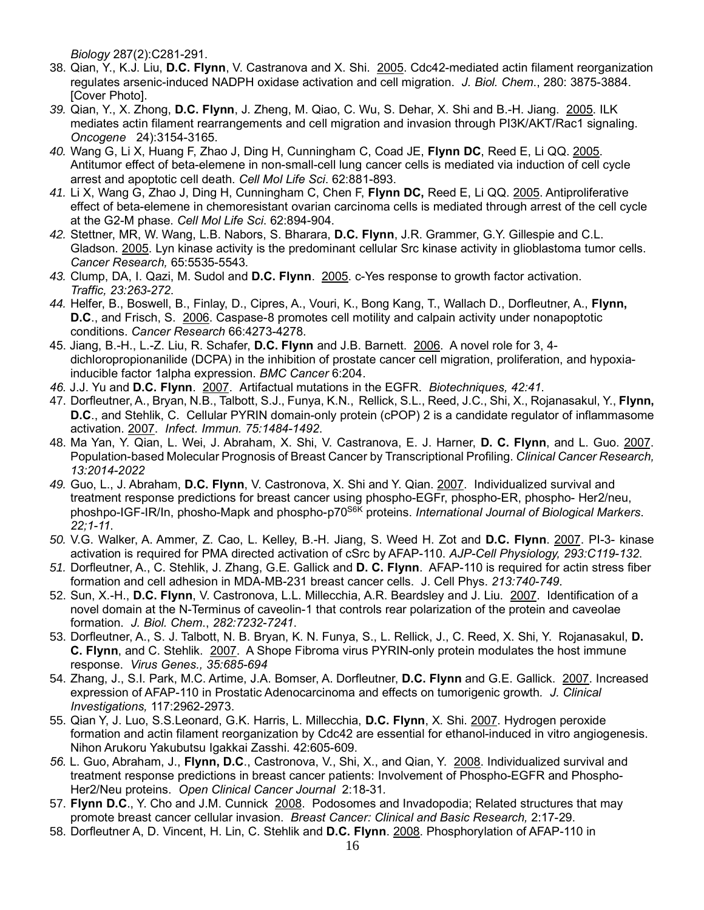*Biology* 287(2):C281-291.

38. Qian, Y., K.J. Liu, **D.C. Flynn**, V. Castranova and X. Shi. 2005. Cdc42-mediated actin filament reorganization regulates arsenic-induced NADPH oxidase activation and cell migration. *J. Biol. Chem*., 280: 3875-3884. [Cover Photo].
39. Qian, Y., X. Zhong, **D.C. Flynn**, J. Zheng, M. Qiao, C. Wu, S. Dehar, X. Shi and B.-H. Jiang. 2005. ILK mediates actin filament rearrangements and cell migration and invasion through PI3K/AKT/Rac1 signaling. *Oncogene* 24):3154-3165.
40. Wang G, Li X, Huang F, Zhao J, Ding H, Cunningham C, Coad JE, **Flynn DC**, Reed E, Li QQ. 2005. Antitumor effect of beta-elemene in non-small-cell lung cancer cells is mediated via induction of cell cycle arrest and apoptotic cell death. *Cell Mol Life Sci*. 62:881-893.
41. Li X, Wang G, Zhao J, Ding H, Cunningham C, Chen F, **Flynn DC,** Reed E, Li QQ. 2005. Antiproliferative effect of beta-elemene in chemoresistant ovarian carcinoma cells is mediated through arrest of the cell cycle at the G2-M phase. *Cell Mol Life Sci*. 62:894-904.
42. Stettner, MR, W. Wang, L.B. Nabors, S. Bharara, **D.C. Flynn**, J.R. Grammer, G.Y. Gillespie and C.L. Gladson. 2005. Lyn kinase activity is the predominant cellular Src kinase activity in glioblastoma tumor cells. *Cancer Research,* 65:5535-5543*.*
43. Clump, DA, I. Qazi, M. Sudol and **D.C. Flynn**. 2005. c-Yes response to growth factor activation. *Traffic, 23:263-272*.
44. Helfer, B., Boswell, B., Finlay, D., Cipres, A., Vouri, K., Bong Kang, T., Wallach D., Dorfleutner, A., **Flynn, D.C**., and Frisch, S. 2006. Caspase-8 promotes cell motility and calpain activity under nonapoptotic conditions. *Cancer Research* 66:4273-4278.
45. Jiang, B.-H., L.-Z. Liu, R. Schafer, **D.C. Flynn** and J.B. Barnett. 2006. A novel role for 3, 4-dichloropropionanilide (DCPA) in the inhibition of prostate cancer cell migration, proliferation, and hypoxia-inducible factor 1alpha expression. *BMC Cancer* 6:204.
46. J.J. Yu and **D.C. Flynn**. 2007. Artifactual mutations in the EGFR. *Biotechniques, 42:41*.
47. Dorfleutner, A., Bryan, N.B., Talbott, S.J., Funya, K.N., Rellick, S.L., Reed, J.C., Shi, X., Rojanasakul, Y., **Flynn, D.C**., and Stehlik, C. Cellular PYRIN domain-only protein (cPOP) 2 is a candidate regulator of inflammasome activation. 2007. *Infect. Immun. 75:1484-1492*.
48. Ma Yan, Y. Qian, L. Wei, J. Abraham, X. Shi, V. Castranova, E. J. Harner, **D. C. Flynn**, and L. Guo. 2007. Population-based Molecular Prognosis of Breast Cancer by Transcriptional Profiling. *Clinical Cancer Research, 13:2014-2022*
49. Guo, L., J. Abraham, **D.C. Flynn**, V. Castronova, X. Shi and Y. Qian. 2007. Individualized survival and treatment response predictions for breast cancer using phospho-EGFr, phospho-ER, phospho- Her2/neu, phoshpo-IGF-IR/In, phosho-Mapk and phospho-p70$^{S6K}$ proteins. *International Journal of Biological Markers*. *22;1-11*.
50. V.G. Walker, A. Ammer, Z. Cao, L. Kelley, B.-H. Jiang, S. Weed H. Zot and **D.C. Flynn**. 2007. PI-3- kinase activation is required for PMA directed activation of cSrc by AFAP-110. *AJP-Cell Physiology, 293:C119-132*.
51. Dorfleutner, A., C. Stehlik, J. Zhang, G.E. Gallick and **D. C. Flynn**. AFAP-110 is required for actin stress fiber formation and cell adhesion in MDA-MB-231 breast cancer cells. J. Cell Phys. *213:740-749*.
52. Sun, X.-H., **D.C. Flynn**, V. Castronova, L.L. Millecchia, A.R. Beardsley and J. Liu. 2007. Identification of a novel domain at the N-Terminus of caveolin-1 that controls rear polarization of the protein and caveolae formation. *J. Biol. Chem*., *282:7232-7241*.
53. Dorfleutner, A., S. J. Talbott, N. B. Bryan, K. N. Funya, S., L. Rellick, J., C. Reed, X. Shi, Y. Rojanasakul, **D. C. Flynn**, and C. Stehlik. 2007. A Shope Fibroma virus PYRIN-only protein modulates the host immune response. *Virus Genes., 35:685-694*
54. Zhang, J., S.I. Park, M.C. Artime, J.A. Bomser, A. Dorfleutner, **D.C. Flynn** and G.E. Gallick. 2007. Increased expression of AFAP-110 in Prostatic Adenocarcinoma and effects on tumorigenic growth. *J. Clinical Investigations,* 117:2962-2973.
55. Qian Y, J. Luo, S.S.Leonard, G.K. Harris, L. Millecchia, **D.C. Flynn**, X. Shi. 2007. Hydrogen peroxide formation and actin filament reorganization by Cdc42 are essential for ethanol-induced in vitro angiogenesis. Nihon Arukoru Yakubutsu Igakkai Zasshi. 42:605-609.
56. L. Guo, Abraham, J., **Flynn, D.C**., Castronova, V., Shi, X., and Qian, Y. 2008. Individualized survival and treatment response predictions in breast cancer patients: Involvement of Phospho-EGFR and Phospho-Her2/Neu proteins. *Open Clinical Cancer Journal* 2:18-31*.*
57. **Flynn D.C**., Y. Cho and J.M. Cunnick 2008. Podosomes and Invadopodia; Related structures that may promote breast cancer cellular invasion. *Breast Cancer: Clinical and Basic Research,* 2:17-29.
58. Dorfleutner A, D. Vincent, H. Lin, C. Stehlik and **D.C. Flynn**. 2008. Phosphorylation of AFAP-110 in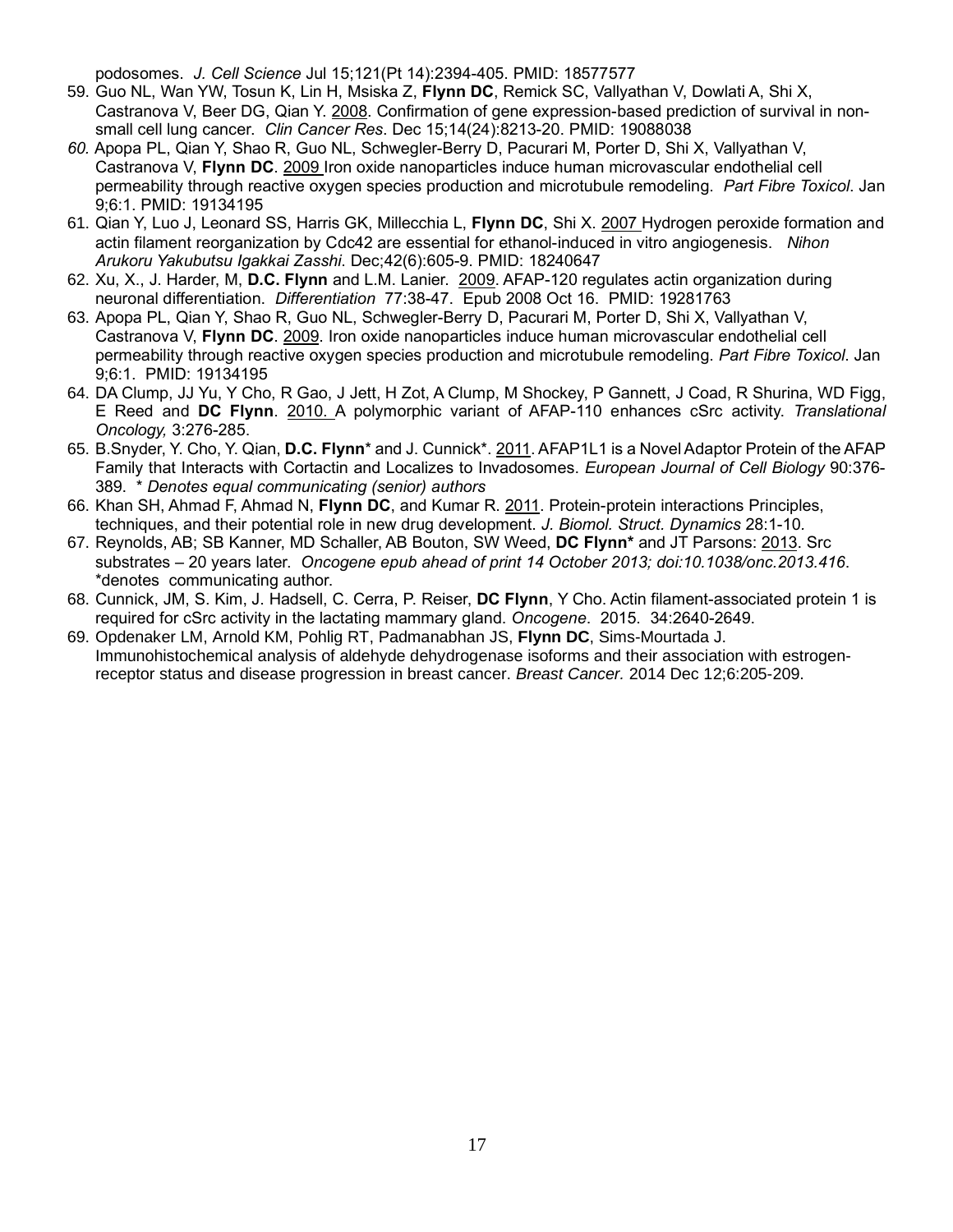podosomes. *J. Cell Science* Jul 15;121(Pt 14):2394-405. PMID: 18577577

59. Guo NL, Wan YW, Tosun K, Lin H, Msiska Z, **Flynn DC**, Remick SC, Vallyathan V, Dowlati A, Shi X, Castranova V, Beer DG, Qian Y. 2008. Confirmation of gene expression-based prediction of survival in non-small cell lung cancer. *Clin Cancer Res*. Dec 15;14(24):8213-20. PMID: 19088038
60. Apopa PL, Qian Y, Shao R, Guo NL, Schwegler-Berry D, Pacurari M, Porter D, Shi X, Vallyathan V, Castranova V, **Flynn DC**. 2009 Iron oxide nanoparticles induce human microvascular endothelial cell permeability through reactive oxygen species production and microtubule remodeling. *Part Fibre Toxicol*. Jan 9;6:1. PMID: 19134195
61. Qian Y, Luo J, Leonard SS, Harris GK, Millecchia L, **Flynn DC**, Shi X. 2007 Hydrogen peroxide formation and actin filament reorganization by Cdc42 are essential for ethanol-induced in vitro angiogenesis. *Nihon Arukoru Yakubutsu Igakkai Zasshi*. Dec;42(6):605-9. PMID: 18240647
62. Xu, X., J. Harder, M, **D.C. Flynn** and L.M. Lanier. 2009. AFAP-120 regulates actin organization during neuronal differentiation. *Differentiation* 77:38-47. Epub 2008 Oct 16. PMID: 19281763
63. Apopa PL, Qian Y, Shao R, Guo NL, Schwegler-Berry D, Pacurari M, Porter D, Shi X, Vallyathan V, Castranova V, **Flynn DC**. 2009. Iron oxide nanoparticles induce human microvascular endothelial cell permeability through reactive oxygen species production and microtubule remodeling. *Part Fibre Toxicol*. Jan 9;6:1. PMID: 19134195
64. DA Clump, JJ Yu, Y Cho, R Gao, J Jett, H Zot, A Clump, M Shockey, P Gannett, J Coad, R Shurina, WD Figg, E Reed and **DC Flynn**. 2010. A polymorphic variant of AFAP-110 enhances cSrc activity. *Translational Oncology,* 3:276-285.
65. B.Snyder, Y. Cho, Y. Qian, **D.C. Flynn*** and J. Cunnick*. 2011. AFAP1L1 is a Novel Adaptor Protein of the AFAP Family that Interacts with Cortactin and Localizes to Invadosomes. *European Journal of Cell Biology* 90:376-389. * *Denotes equal communicating (senior) authors*
66. Khan SH, Ahmad F, Ahmad N, **Flynn DC**, and Kumar R. 2011. Protein-protein interactions Principles, techniques, and their potential role in new drug development. *J. Biomol. Struct. Dynamics* 28:1-10.
67. Reynolds, AB; SB Kanner, MD Schaller, AB Bouton, SW Weed, **DC Flynn*** and JT Parsons: 2013. Src substrates – 20 years later. *Oncogene epub ahead of print 14 October 2013; doi:10.1038/onc.2013.416*. *denotes communicating author.
68. Cunnick, JM, S. Kim, J. Hadsell, C. Cerra, P. Reiser, **DC Flynn**, Y Cho. Actin filament-associated protein 1 is required for cSrc activity in the lactating mammary gland. *Oncogene*. 2015. 34:2640-2649.
69. Opdenaker LM, Arnold KM, Pohlig RT, Padmanabhan JS, **Flynn DC**, Sims-Mourtada J. Immunohistochemical analysis of aldehyde dehydrogenase isoforms and their association with estrogen-receptor status and disease progression in breast cancer. *Breast Cancer.* 2014 Dec 12;6:205-209.